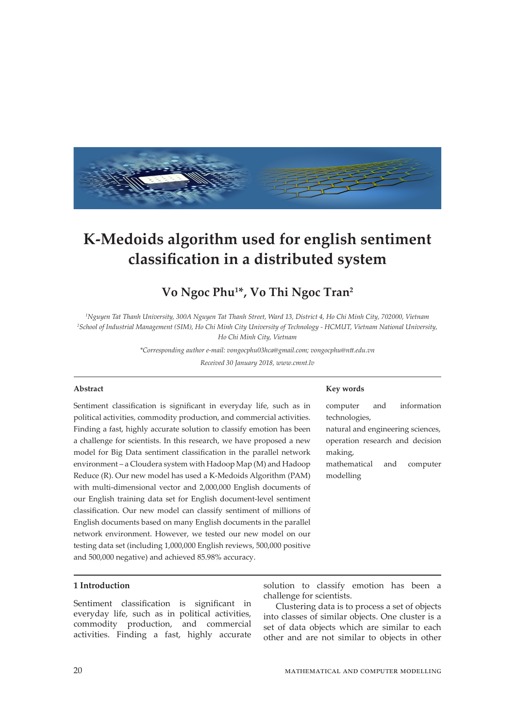# K-Medoids algorithm used for english sentiment classification in a distributed system

## Vo Ngoc Phu[1]*, Vo Thi Ngoc Tran[2]

*[1]Nguyen Tat Thanh University, 300A Nguyen Tat Thanh Street, Ward 13, District 4, Ho Chi Minh City, 702000, Vietnam*
*[2]School of Industrial Management (SIM), Ho Chi Minh City University of Technology - HCMUT, Vietnam National University, Ho Chi Minh City, Vietnam*

*\*Corresponding author e-mail: vongocphu03hca@gmail.com; vongocphu@ntt.edu.vn*

*Received 30 January 2018, www.cmnt.lv*

### Abstract

Sentiment classification is significant in everyday life, such as in political activities, commodity production, and commercial activities. Finding a fast, highly accurate solution to classify emotion has been a challenge for scientists. In this research, we have proposed a new model for Big Data sentiment classification in the parallel network environment – a Cloudera system with Hadoop Map (M) and Hadoop Reduce (R). Our new model has used a K-Medoids Algorithm (PAM) with multi-dimensional vector and 2,000,000 English documents of our English training data set for English document-level sentiment classification. Our new model can classify sentiment of millions of English documents based on many English documents in the parallel network environment. However, we tested our new model on our testing data set (including 1,000,000 English reviews, 500,000 positive and 500,000 negative) and achieved 85.98% accuracy.

### Key words

computer and information technologies,
natural and engineering sciences,
operation research and decision making,
mathematical and computer modelling

## 1 Introduction

Sentiment classification is significant in everyday life, such as in political activities, commodity production, and commercial activities. Finding a fast, highly accurate solution to classify emotion has been a challenge for scientists.

Clustering data is to process a set of objects into classes of similar objects. One cluster is a set of data objects which are similar to each other and are not similar to objects in other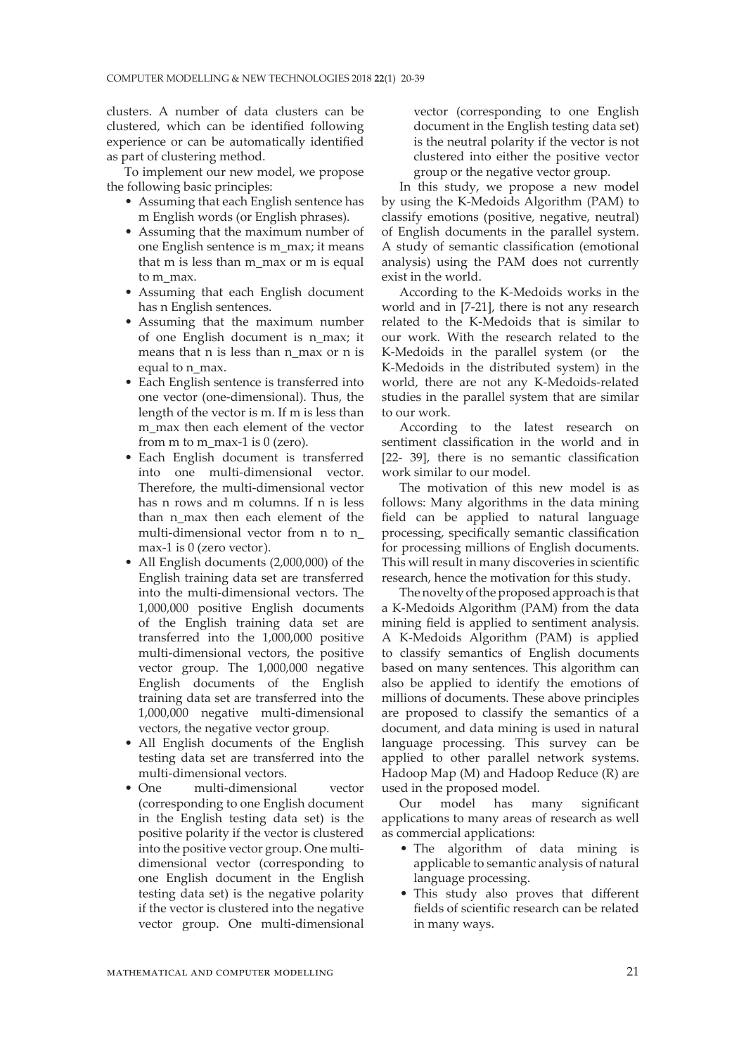clusters. A number of data clusters can be clustered, which can be identified following experience or can be automatically identified as part of clustering method.

To implement our new model, we propose the following basic principles:

- Assuming that each English sentence has m English words (or English phrases).
- Assuming that the maximum number of one English sentence is m_max; it means that m is less than m_max or m is equal to m_max.
- Assuming that each English document has n English sentences.
- Assuming that the maximum number of one English document is n_max; it means that n is less than n_max or n is equal to n_max.
- Each English sentence is transferred into one vector (one-dimensional). Thus, the length of the vector is m. If m is less than m_max then each element of the vector from m to m_max-1 is 0 (zero).
- Each English document is transferred into one multi-dimensional vector. Therefore, the multi-dimensional vector has n rows and m columns. If n is less than n_max then each element of the multi-dimensional vector from n to n_max-1 is 0 (zero vector).
- All English documents (2,000,000) of the English training data set are transferred into the multi-dimensional vectors. The 1,000,000 positive English documents of the English training data set are transferred into the 1,000,000 positive multi-dimensional vectors, the positive vector group. The 1,000,000 negative English documents of the English training data set are transferred into the 1,000,000 negative multi-dimensional vectors, the negative vector group.
- All English documents of the English testing data set are transferred into the multi-dimensional vectors.
- One multi-dimensional vector (corresponding to one English document in the English testing data set) is the positive polarity if the vector is clustered into the positive vector group. One multi-dimensional vector (corresponding to one English document in the English testing data set) is the negative polarity if the vector is clustered into the negative vector group. One multi-dimensional vector (corresponding to one English document in the English testing data set) is the neutral polarity if the vector is not clustered into either the positive vector group or the negative vector group.

In this study, we propose a new model by using the K-Medoids Algorithm (PAM) to classify emotions (positive, negative, neutral) of English documents in the parallel system. A study of semantic classification (emotional analysis) using the PAM does not currently exist in the world.

According to the K-Medoids works in the world and in [7-21], there is not any research related to the K-Medoids that is similar to our work. With the research related to the K-Medoids in the parallel system (or the K-Medoids in the distributed system) in the world, there are not any K-Medoids-related studies in the parallel system that are similar to our work.

According to the latest research on sentiment classification in the world and in [22- 39], there is no semantic classification work similar to our model.

The motivation of this new model is as follows: Many algorithms in the data mining field can be applied to natural language processing, specifically semantic classification for processing millions of English documents. This will result in many discoveries in scientific research, hence the motivation for this study.

The novelty of the proposed approach is that a K-Medoids Algorithm (PAM) from the data mining field is applied to sentiment analysis. A K-Medoids Algorithm (PAM) is applied to classify semantics of English documents based on many sentences. This algorithm can also be applied to identify the emotions of millions of documents. These above principles are proposed to classify the semantics of a document, and data mining is used in natural language processing. This survey can be applied to other parallel network systems. Hadoop Map (M) and Hadoop Reduce (R) are used in the proposed model.

Our model has many significant applications to many areas of research as well as commercial applications:

- The algorithm of data mining is applicable to semantic analysis of natural language processing.
- This study also proves that different fields of scientific research can be related in many ways.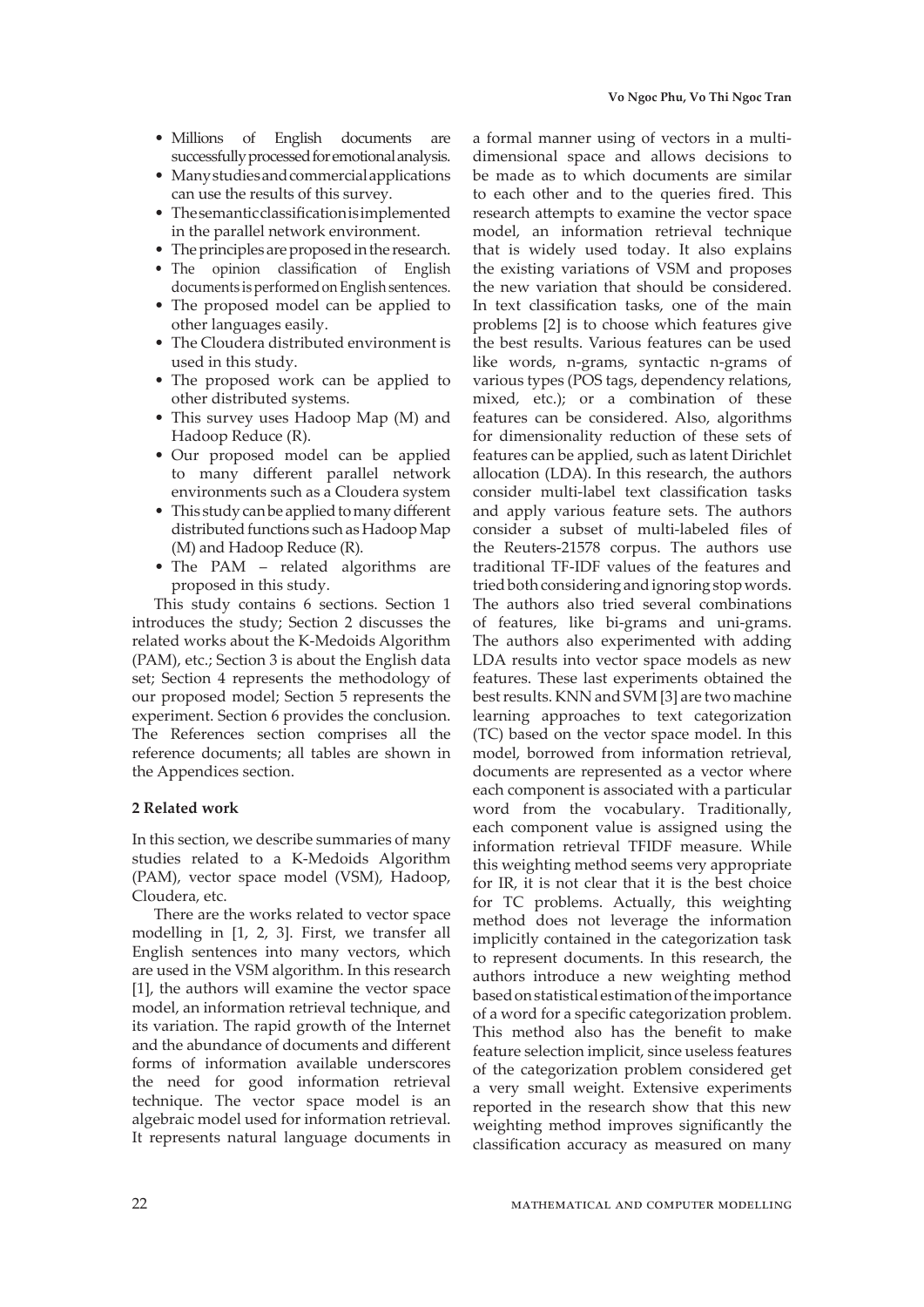- Millions of English documents are successfully processed for emotional analysis.
- Many studies and commercial applications can use the results of this survey.
- The semantic classification is implemented in the parallel network environment.
- The principles are proposed in the research.
- The opinion classification of English documents is performed on English sentences.
- The proposed model can be applied to other languages easily.
- The Cloudera distributed environment is used in this study.
- The proposed work can be applied to other distributed systems.
- This survey uses Hadoop Map (M) and Hadoop Reduce (R).
- Our proposed model can be applied to many different parallel network environments such as a Cloudera system
- This study can be applied to many different distributed functions such as Hadoop Map (M) and Hadoop Reduce (R).
- The PAM – related algorithms are proposed in this study.

This study contains 6 sections. Section 1 introduces the study; Section 2 discusses the related works about the K-Medoids Algorithm (PAM), etc.; Section 3 is about the English data set; Section 4 represents the methodology of our proposed model; Section 5 represents the experiment. Section 6 provides the conclusion. The References section comprises all the reference documents; all tables are shown in the Appendices section.

## 2 Related work

In this section, we describe summaries of many studies related to a K-Medoids Algorithm (PAM), vector space model (VSM), Hadoop, Cloudera, etc.

There are the works related to vector space modelling in [1, 2, 3]. First, we transfer all English sentences into many vectors, which are used in the VSM algorithm. In this research [1], the authors will examine the vector space model, an information retrieval technique, and its variation. The rapid growth of the Internet and the abundance of documents and different forms of information available underscores the need for good information retrieval technique. The vector space model is an algebraic model used for information retrieval. It represents natural language documents in a formal manner using of vectors in a multi-dimensional space and allows decisions to be made as to which documents are similar to each other and to the queries fired. This research attempts to examine the vector space model, an information retrieval technique that is widely used today. It also explains the existing variations of VSM and proposes the new variation that should be considered. In text classification tasks, one of the main problems [2] is to choose which features give the best results. Various features can be used like words, n-grams, syntactic n-grams of various types (POS tags, dependency relations, mixed, etc.); or a combination of these features can be considered. Also, algorithms for dimensionality reduction of these sets of features can be applied, such as latent Dirichlet allocation (LDA). In this research, the authors consider multi-label text classification tasks and apply various feature sets. The authors consider a subset of multi-labeled files of the Reuters-21578 corpus. The authors use traditional TF-IDF values of the features and tried both considering and ignoring stop words. The authors also tried several combinations of features, like bi-grams and uni-grams. The authors also experimented with adding LDA results into vector space models as new features. These last experiments obtained the best results. KNN and SVM [3] are two machine learning approaches to text categorization (TC) based on the vector space model. In this model, borrowed from information retrieval, documents are represented as a vector where each component is associated with a particular word from the vocabulary. Traditionally, each component value is assigned using the information retrieval TFIDF measure. While this weighting method seems very appropriate for IR, it is not clear that it is the best choice for TC problems. Actually, this weighting method does not leverage the information implicitly contained in the categorization task to represent documents. In this research, the authors introduce a new weighting method based on statistical estimation of the importance of a word for a specific categorization problem. This method also has the benefit to make feature selection implicit, since useless features of the categorization problem considered get a very small weight. Extensive experiments reported in the research show that this new weighting method improves significantly the classification accuracy as measured on many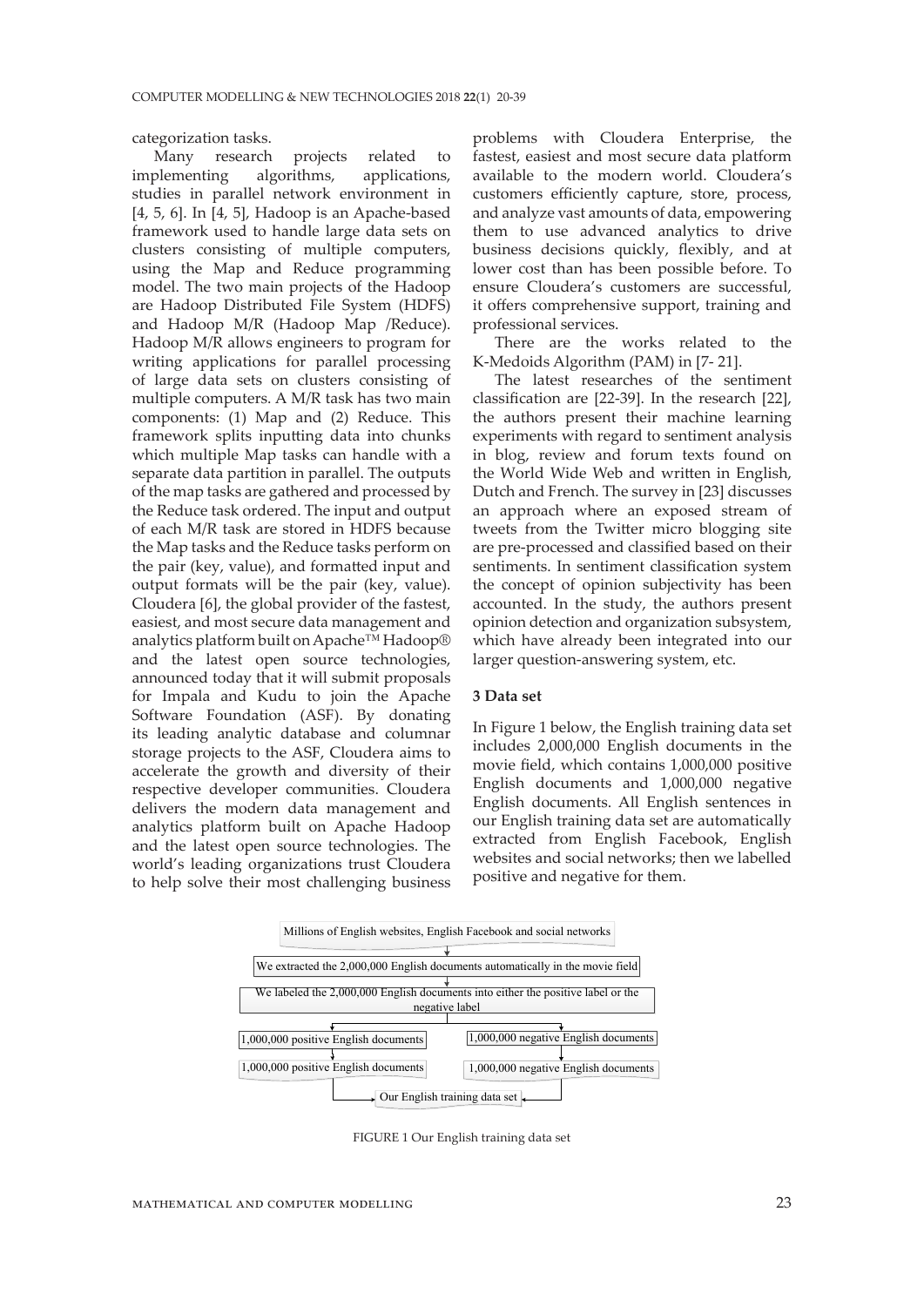categorization tasks.

Many research projects related to implementing algorithms, applications, studies in parallel network environment in [4, 5, 6]. In [4, 5], Hadoop is an Apache-based framework used to handle large data sets on clusters consisting of multiple computers, using the Map and Reduce programming model. The two main projects of the Hadoop are Hadoop Distributed File System (HDFS) and Hadoop M/R (Hadoop Map /Reduce). Hadoop M/R allows engineers to program for writing applications for parallel processing of large data sets on clusters consisting of multiple computers. A M/R task has two main components: (1) Map and (2) Reduce. This framework splits inputting data into chunks which multiple Map tasks can handle with a separate data partition in parallel. The outputs of the map tasks are gathered and processed by the Reduce task ordered. The input and output of each M/R task are stored in HDFS because the Map tasks and the Reduce tasks perform on the pair (key, value), and formatted input and output formats will be the pair (key, value). Cloudera [6], the global provider of the fastest, easiest, and most secure data management and analytics platform built on Apache™ Hadoop® and the latest open source technologies, announced today that it will submit proposals for Impala and Kudu to join the Apache Software Foundation (ASF). By donating its leading analytic database and columnar storage projects to the ASF, Cloudera aims to accelerate the growth and diversity of their respective developer communities. Cloudera delivers the modern data management and analytics platform built on Apache Hadoop and the latest open source technologies. The world's leading organizations trust Cloudera to help solve their most challenging business problems with Cloudera Enterprise, the fastest, easiest and most secure data platform available to the modern world. Cloudera's customers efficiently capture, store, process, and analyze vast amounts of data, empowering them to use advanced analytics to drive business decisions quickly, flexibly, and at lower cost than has been possible before. To ensure Cloudera's customers are successful, it offers comprehensive support, training and professional services.

There are the works related to the K-Medoids Algorithm (PAM) in [7- 21].

The latest researches of the sentiment classification are [22-39]. In the research [22], the authors present their machine learning experiments with regard to sentiment analysis in blog, review and forum texts found on the World Wide Web and written in English, Dutch and French. The survey in [23] discusses an approach where an exposed stream of tweets from the Twitter micro blogging site are pre-processed and classified based on their sentiments. In sentiment classification system the concept of opinion subjectivity has been accounted. In the study, the authors present opinion detection and organization subsystem, which have already been integrated into our larger question-answering system, etc.

## 3 Data set

In Figure 1 below, the English training data set includes 2,000,000 English documents in the movie field, which contains 1,000,000 positive English documents and 1,000,000 negative English documents. All English sentences in our English training data set are automatically extracted from English Facebook, English websites and social networks; then we labelled positive and negative for them.

FIGURE 1 Our English training data set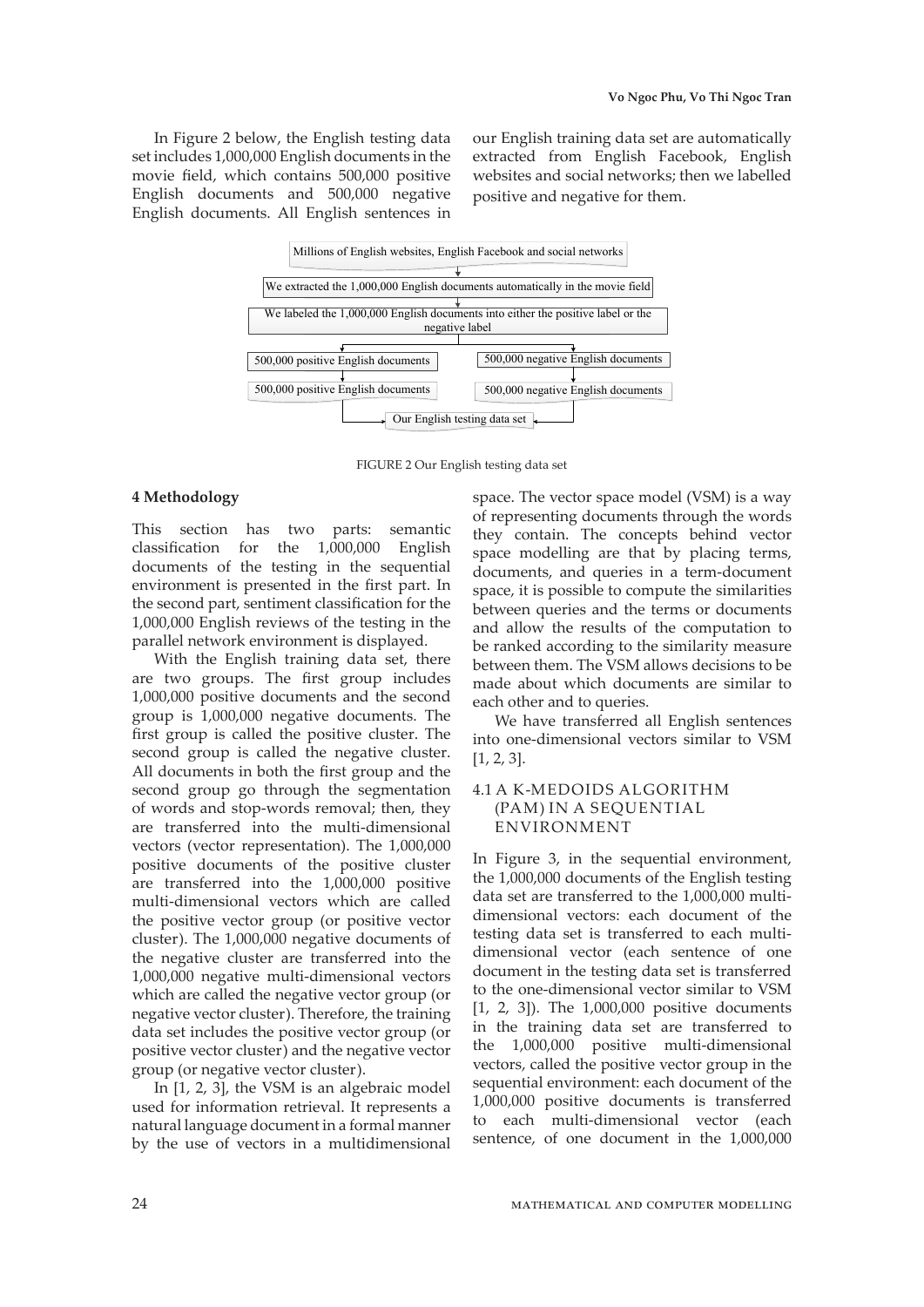In Figure 2 below, the English testing data set includes 1,000,000 English documents in the movie field, which contains 500,000 positive English documents and 500,000 negative English documents. All English sentences in our English training data set are automatically extracted from English Facebook, English websites and social networks; then we labelled positive and negative for them.

Millions of English websites, English Facebook and social networks

We extracted the 1,000,000 English documents automatically in the movie field

We labeled the 1,000,000 English documents into either the positive label or the negative label

500,000 positive English documents

500,000 negative English documents

500,000 positive English documents

500,000 negative English documents

Our English testing data set

FIGURE 2 Our English testing data set

## 4 Methodology

This section has two parts: semantic classification for the 1,000,000 English documents of the testing in the sequential environment is presented in the first part. In the second part, sentiment classification for the 1,000,000 English reviews of the testing in the parallel network environment is displayed.

With the English training data set, there are two groups. The first group includes 1,000,000 positive documents and the second group is 1,000,000 negative documents. The first group is called the positive cluster. The second group is called the negative cluster. All documents in both the first group and the second group go through the segmentation of words and stop-words removal; then, they are transferred into the multi-dimensional vectors (vector representation). The 1,000,000 positive documents of the positive cluster are transferred into the 1,000,000 positive multi-dimensional vectors which are called the positive vector group (or positive vector cluster). The 1,000,000 negative documents of the negative cluster are transferred into the 1,000,000 negative multi-dimensional vectors which are called the negative vector group (or negative vector cluster). Therefore, the training data set includes the positive vector group (or positive vector cluster) and the negative vector group (or negative vector cluster).

In [1, 2, 3], the VSM is an algebraic model used for information retrieval. It represents a natural language document in a formal manner by the use of vectors in a multidimensional space. The vector space model (VSM) is a way of representing documents through the words they contain. The concepts behind vector space modelling are that by placing terms, documents, and queries in a term-document space, it is possible to compute the similarities between queries and the terms or documents and allow the results of the computation to be ranked according to the similarity measure between them. The VSM allows decisions to be made about which documents are similar to each other and to queries.

We have transferred all English sentences into one-dimensional vectors similar to VSM [1, 2, 3].

### 4.1 A K-MEDOIDS ALGORITHM (PAM) IN A SEQUENTIAL ENVIRONMENT

In Figure 3, in the sequential environment, the 1,000,000 documents of the English testing data set are transferred to the 1,000,000 multi-dimensional vectors: each document of the testing data set is transferred to each multi-dimensional vector (each sentence of one document in the testing data set is transferred to the one-dimensional vector similar to VSM [1, 2, 3]). The 1,000,000 positive documents in the training data set are transferred to the 1,000,000 positive multi-dimensional vectors, called the positive vector group in the sequential environment: each document of the 1,000,000 positive documents is transferred to each multi-dimensional vector (each sentence, of one document in the 1,000,000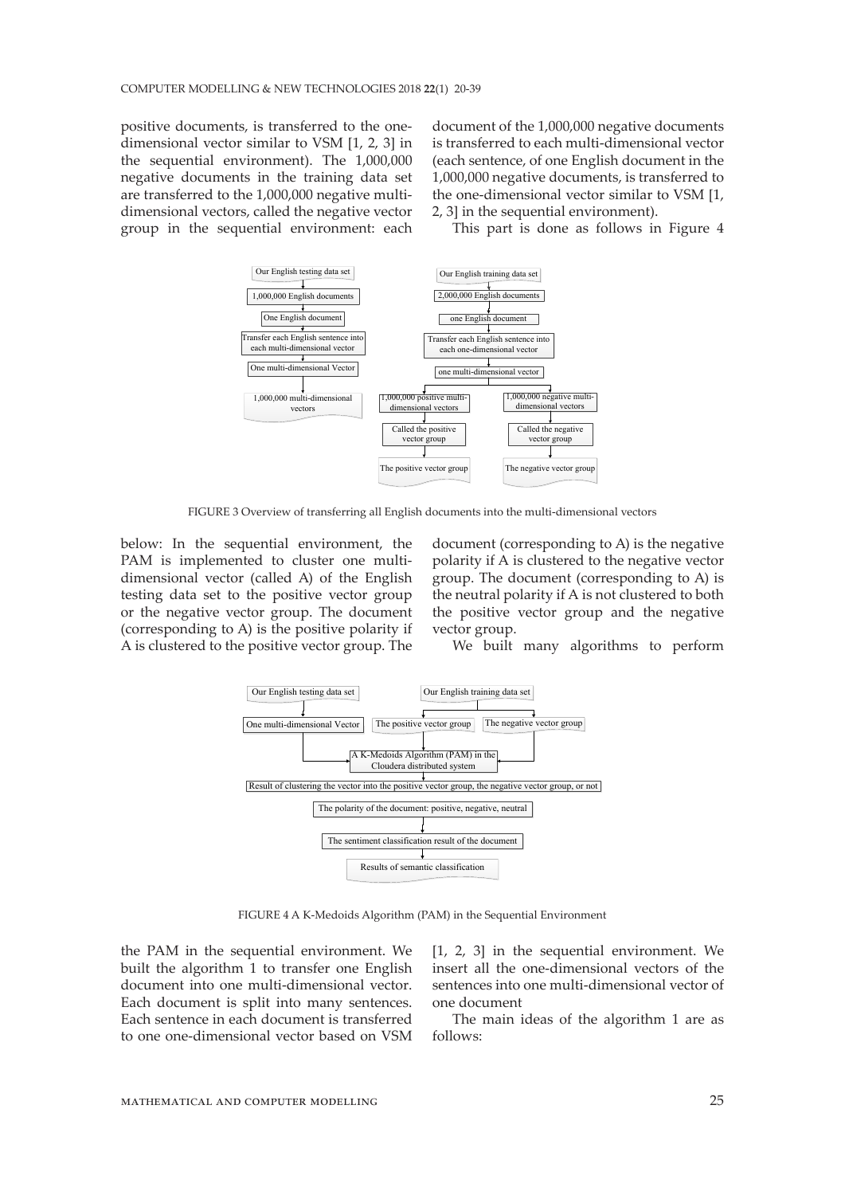positive documents, is transferred to the one-dimensional vector similar to VSM [1, 2, 3] in the sequential environment). The 1,000,000 negative documents in the training data set are transferred to the 1,000,000 negative multi-dimensional vectors, called the negative vector group in the sequential environment: each document of the 1,000,000 negative documents is transferred to each multi-dimensional vector (each sentence, of one English document in the 1,000,000 negative documents, is transferred to the one-dimensional vector similar to VSM [1, 2, 3] in the sequential environment).

This part is done as follows in Figure 4 below: In the sequential environment, the PAM is implemented to cluster one multi-dimensional vector (called A) of the English testing data set to the positive vector group or the negative vector group. The document (corresponding to A) is the positive polarity if A is clustered to the positive vector group. The document (corresponding to A) is the negative polarity if A is clustered to the negative vector group. The document (corresponding to A) is the neutral polarity if A is not clustered to both the positive vector group and the negative vector group.

FIGURE 3 Overview of transferring all English documents into the multi-dimensional vectors

FIGURE 4 A K-Medoids Algorithm (PAM) in the Sequential Environment

We built many algorithms to perform the PAM in the sequential environment. We built the algorithm 1 to transfer one English document into one multi-dimensional vector. Each document is split into many sentences. Each sentence in each document is transferred to one one-dimensional vector based on VSM [1, 2, 3] in the sequential environment. We insert all the one-dimensional vectors of the sentences into one multi-dimensional vector of one document

The main ideas of the algorithm 1 are as follows: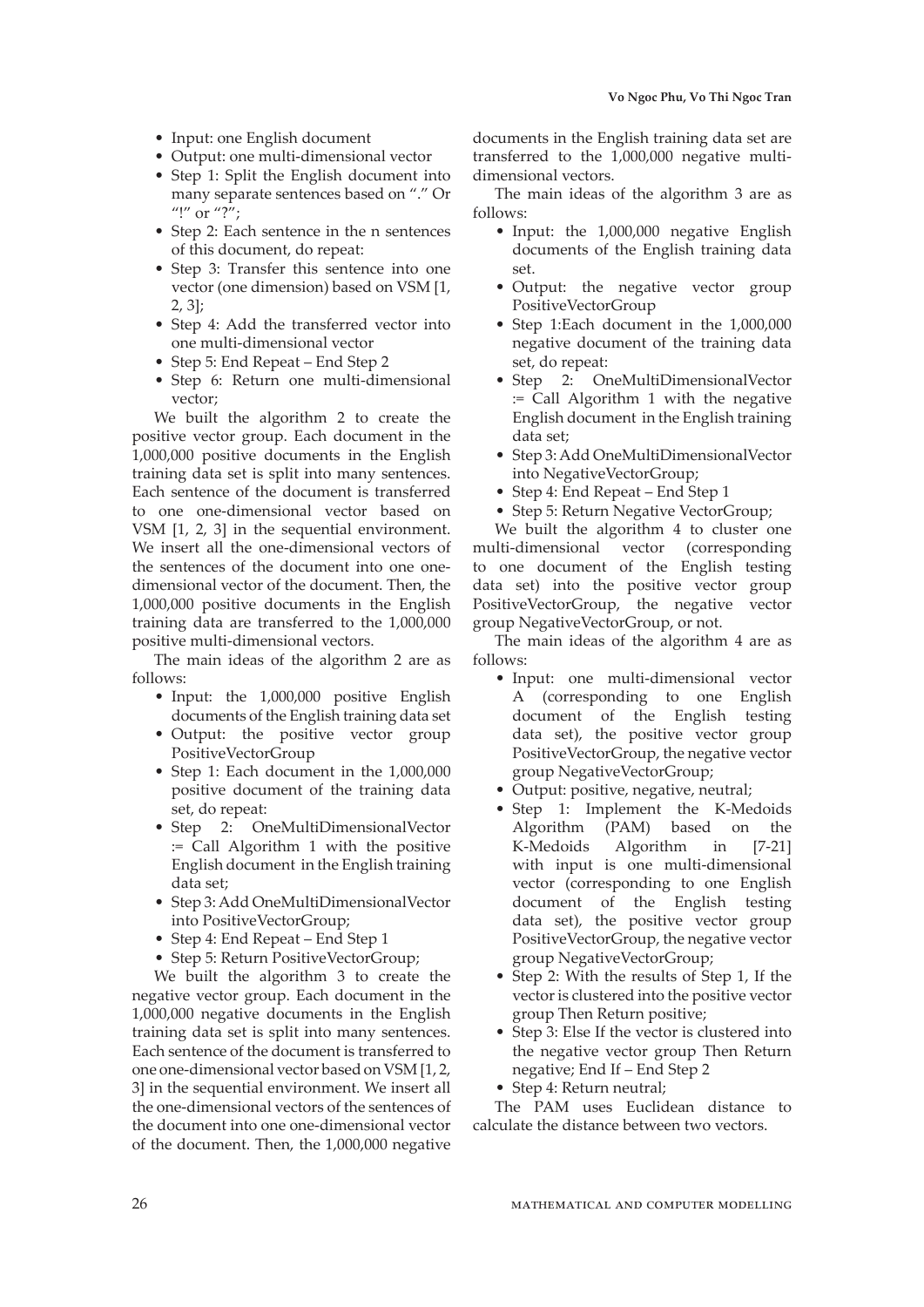- Input: one English document
- Output: one multi-dimensional vector
- Step 1: Split the English document into many separate sentences based on "." Or "!" or "?";
- Step 2: Each sentence in the n sentences of this document, do repeat:
- Step 3: Transfer this sentence into one vector (one dimension) based on VSM [1, 2, 3];
- Step 4: Add the transferred vector into one multi-dimensional vector
- Step 5: End Repeat – End Step 2
- Step 6: Return one multi-dimensional vector;

We built the algorithm 2 to create the positive vector group. Each document in the 1,000,000 positive documents in the English training data set is split into many sentences. Each sentence of the document is transferred to one one-dimensional vector based on VSM [1, 2, 3] in the sequential environment. We insert all the one-dimensional vectors of the sentences of the document into one one-dimensional vector of the document. Then, the 1,000,000 positive documents in the English training data are transferred to the 1,000,000 positive multi-dimensional vectors.

The main ideas of the algorithm 2 are as follows:

- Input: the 1,000,000 positive English documents of the English training data set
- Output: the positive vector group PositiveVectorGroup
- Step 1: Each document in the 1,000,000 positive document of the training data set, do repeat:
- Step 2: OneMultiDimensionalVector := Call Algorithm 1 with the positive English document in the English training data set;
- Step 3: Add OneMultiDimensionalVector into PositiveVectorGroup;
- Step 4: End Repeat – End Step 1
- Step 5: Return PositiveVectorGroup;

We built the algorithm 3 to create the negative vector group. Each document in the 1,000,000 negative documents in the English training data set is split into many sentences. Each sentence of the document is transferred to one one-dimensional vector based on VSM [1, 2, 3] in the sequential environment. We insert all the one-dimensional vectors of the sentences of the document into one one-dimensional vector of the document. Then, the 1,000,000 negative documents in the English training data set are transferred to the 1,000,000 negative multi-dimensional vectors.

The main ideas of the algorithm 3 are as follows:

- Input: the 1,000,000 negative English documents of the English training data set.
- Output: the negative vector group PositiveVectorGroup
- Step 1:Each document in the 1,000,000 negative document of the training data set, do repeat:
- Step 2: OneMultiDimensionalVector := Call Algorithm 1 with the negative English document in the English training data set;
- Step 3: Add OneMultiDimensionalVector into NegativeVectorGroup;
- Step 4: End Repeat – End Step 1
- Step 5: Return Negative VectorGroup;

We built the algorithm 4 to cluster one multi-dimensional vector (corresponding to one document of the English testing data set) into the positive vector group PositiveVectorGroup, the negative vector group NegativeVectorGroup, or not.

The main ideas of the algorithm 4 are as follows:

- Input: one multi-dimensional vector A (corresponding to one English document of the English testing data set), the positive vector group PositiveVectorGroup, the negative vector group NegativeVectorGroup;
- Output: positive, negative, neutral;
- Step 1: Implement the K-Medoids Algorithm (PAM) based on the K-Medoids Algorithm in [7-21] with input is one multi-dimensional vector (corresponding to one English document of the English testing data set), the positive vector group PositiveVectorGroup, the negative vector group NegativeVectorGroup;
- Step 2: With the results of Step 1, If the vector is clustered into the positive vector group Then Return positive;
- Step 3: Else If the vector is clustered into the negative vector group Then Return negative; End If – End Step 2
- Step 4: Return neutral;

The PAM uses Euclidean distance to calculate the distance between two vectors.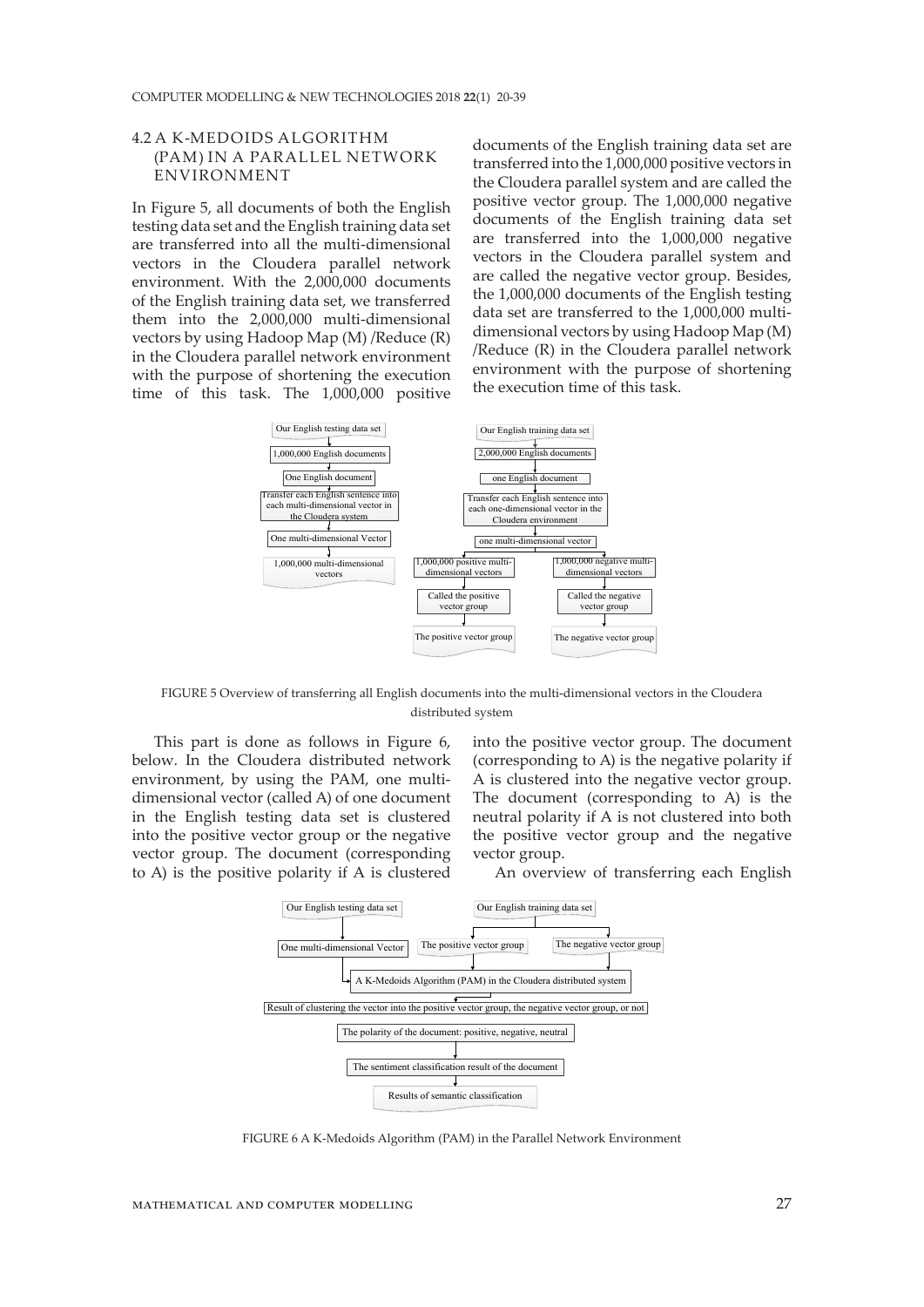### 4.2 A K-MEDOIDS ALGORITHM (PAM) IN A PARALLEL NETWORK ENVIRONMENT

In Figure 5, all documents of both the English testing data set and the English training data set are transferred into all the multi-dimensional vectors in the Cloudera parallel network environment. With the 2,000,000 documents of the English training data set, we transferred them into the 2,000,000 multi-dimensional vectors by using Hadoop Map (M) /Reduce (R) in the Cloudera parallel network environment with the purpose of shortening the execution time of this task. The 1,000,000 positive documents of the English training data set are transferred into the 1,000,000 positive vectors in the Cloudera parallel system and are called the positive vector group. The 1,000,000 negative documents of the English training data set are transferred into the 1,000,000 negative vectors in the Cloudera parallel system and are called the negative vector group. Besides, the 1,000,000 documents of the English testing data set are transferred to the 1,000,000 multi-dimensional vectors by using Hadoop Map (M) /Reduce (R) in the Cloudera parallel network environment with the purpose of shortening the execution time of this task.

FIGURE 5 Overview of transferring all English documents into the multi-dimensional vectors in the Cloudera distributed system

This part is done as follows in Figure 6, below. In the Cloudera distributed network environment, by using the PAM, one multi-dimensional vector (called A) of one document in the English testing data set is clustered into the positive vector group or the negative vector group. The document (corresponding to A) is the positive polarity if A is clustered into the positive vector group. The document (corresponding to A) is the negative polarity if A is clustered into the negative vector group. The document (corresponding to A) is the neutral polarity if A is not clustered into both the positive vector group and the negative vector group.

An overview of transferring each English

FIGURE 6 A K-Medoids Algorithm (PAM) in the Parallel Network Environment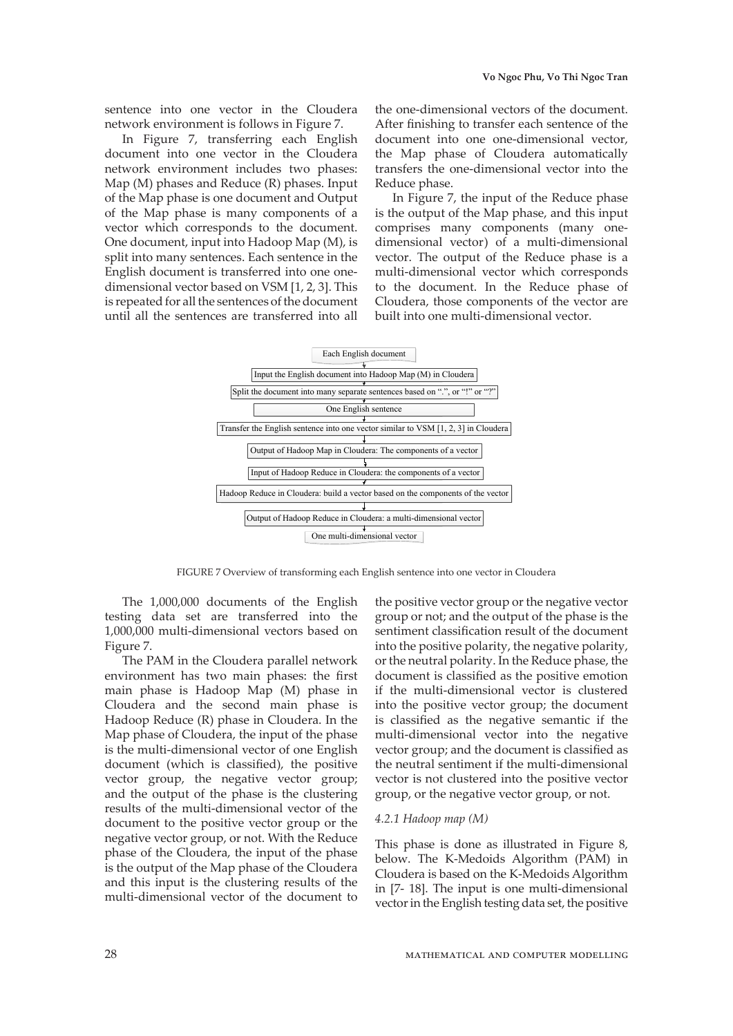sentence into one vector in the Cloudera network environment is follows in Figure 7.

In Figure 7, transferring each English document into one vector in the Cloudera network environment includes two phases: Map (M) phases and Reduce (R) phases. Input of the Map phase is one document and Output of the Map phase is many components of a vector which corresponds to the document. One document, input into Hadoop Map (M), is split into many sentences. Each sentence in the English document is transferred into one one-dimensional vector based on VSM [1, 2, 3]. This is repeated for all the sentences of the document until all the sentences are transferred into all the one-dimensional vectors of the document. After finishing to transfer each sentence of the document into one one-dimensional vector, the Map phase of Cloudera automatically transfers the one-dimensional vector into the Reduce phase.

In Figure 7, the input of the Reduce phase is the output of the Map phase, and this input comprises many components (many one-dimensional vector) of a multi-dimensional vector. The output of the Reduce phase is a multi-dimensional vector which corresponds to the document. In the Reduce phase of Cloudera, those components of the vector are built into one multi-dimensional vector.

Each English document
↓
Input the English document into Hadoop Map (M) in Cloudera
↓
Split the document into many separate sentences based on ".", or "!" or "?"
↓
One English sentence
↓
Transfer the English sentence into one vector similar to VSM [1, 2, 3] in Cloudera
↓
Output of Hadoop Map in Cloudera: The components of a vector
↓
Input of Hadoop Reduce in Cloudera: the components of a vector
↓
Hadoop Reduce in Cloudera: build a vector based on the components of the vector
↓
Output of Hadoop Reduce in Cloudera: a multi-dimensional vector
↓
One multi-dimensional vector

FIGURE 7 Overview of transforming each English sentence into one vector in Cloudera

The 1,000,000 documents of the English testing data set are transferred into the 1,000,000 multi-dimensional vectors based on Figure 7.

The PAM in the Cloudera parallel network environment has two main phases: the first main phase is Hadoop Map (M) phase in Cloudera and the second main phase is Hadoop Reduce (R) phase in Cloudera. In the Map phase of Cloudera, the input of the phase is the multi-dimensional vector of one English document (which is classified), the positive vector group, the negative vector group; and the output of the phase is the clustering results of the multi-dimensional vector of the document to the positive vector group or the negative vector group, or not. With the Reduce phase of the Cloudera, the input of the phase is the output of the Map phase of the Cloudera and this input is the clustering results of the multi-dimensional vector of the document to the positive vector group or the negative vector group or not; and the output of the phase is the sentiment classification result of the document into the positive polarity, the negative polarity, or the neutral polarity. In the Reduce phase, the document is classified as the positive emotion if the multi-dimensional vector is clustered into the positive vector group; the document is classified as the negative semantic if the multi-dimensional vector into the negative vector group; and the document is classified as the neutral sentiment if the multi-dimensional vector is not clustered into the positive vector group, or the negative vector group, or not.

#### *4.2.1 Hadoop map (M)*

This phase is done as illustrated in Figure 8, below. The K-Medoids Algorithm (PAM) in Cloudera is based on the K-Medoids Algorithm in [7- 18]. The input is one multi-dimensional vector in the English testing data set, the positive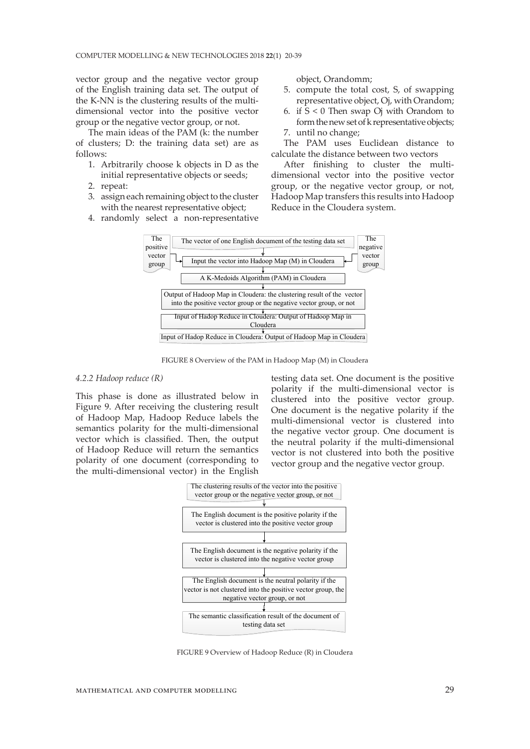vector group and the negative vector group of the English training data set. The output of the K-NN is the clustering results of the multi-dimensional vector into the positive vector group or the negative vector group, or not.

The main ideas of the PAM (k: the number of clusters; D: the training data set) are as follows:

1. Arbitrarily choose k objects in D as the initial representative objects or seeds;
2. repeat:
3. assign each remaining object to the cluster with the nearest representative object;
4. randomly select a non-representative object, Orandomm;
5. compute the total cost, S, of swapping representative object, Oj, with Orandom;
6. if S < 0 Then swap Oj with Orandom to form the new set of k representative objects;
7. until no change;

The PAM uses Euclidean distance to calculate the distance between two vectors

After finishing to cluster the multi-dimensional vector into the positive vector group, or the negative vector group, or not, Hadoop Map transfers this results into Hadoop Reduce in the Cloudera system.

The positive vector group → The vector of one English document of the testing data set → Input the vector into Hadoop Map (M) in Cloudera ← The negative vector group

A K-Medoids Algorithm (PAM) in Cloudera

Output of Hadoop Map in Cloudera: the clustering result of the vector into the positive vector group or the negative vector group, or not

Input of Hadop Reduce in Cloudera: Output of Hadoop Map in Cloudera

Input of Hadop Reduce in Cloudera: Output of Hadoop Map in Cloudera

FIGURE 8 Overview of the PAM in Hadoop Map (M) in Cloudera

#### *4.2.2 Hadoop reduce (R)*

This phase is done as illustrated below in Figure 9. After receiving the clustering result of Hadoop Map, Hadoop Reduce labels the semantics polarity for the multi-dimensional vector which is classified. Then, the output of Hadoop Reduce will return the semantics polarity of one document (corresponding to the multi-dimensional vector) in the English testing data set. One document is the positive polarity if the multi-dimensional vector is clustered into the positive vector group. One document is the negative polarity if the multi-dimensional vector is clustered into the negative vector group. One document is the neutral polarity if the multi-dimensional vector is not clustered into both the positive vector group and the negative vector group.

The clustering results of the vector into the positive vector group or the negative vector group, or not

The English document is the positive polarity if the vector is clustered into the positive vector group

The English document is the negative polarity if the vector is clustered into the negative vector group

The English document is the neutral polarity if the vector is not clustered into the positive vector group, the negative vector group, or not

The semantic classification result of the document of testing data set

FIGURE 9 Overview of Hadoop Reduce (R) in Cloudera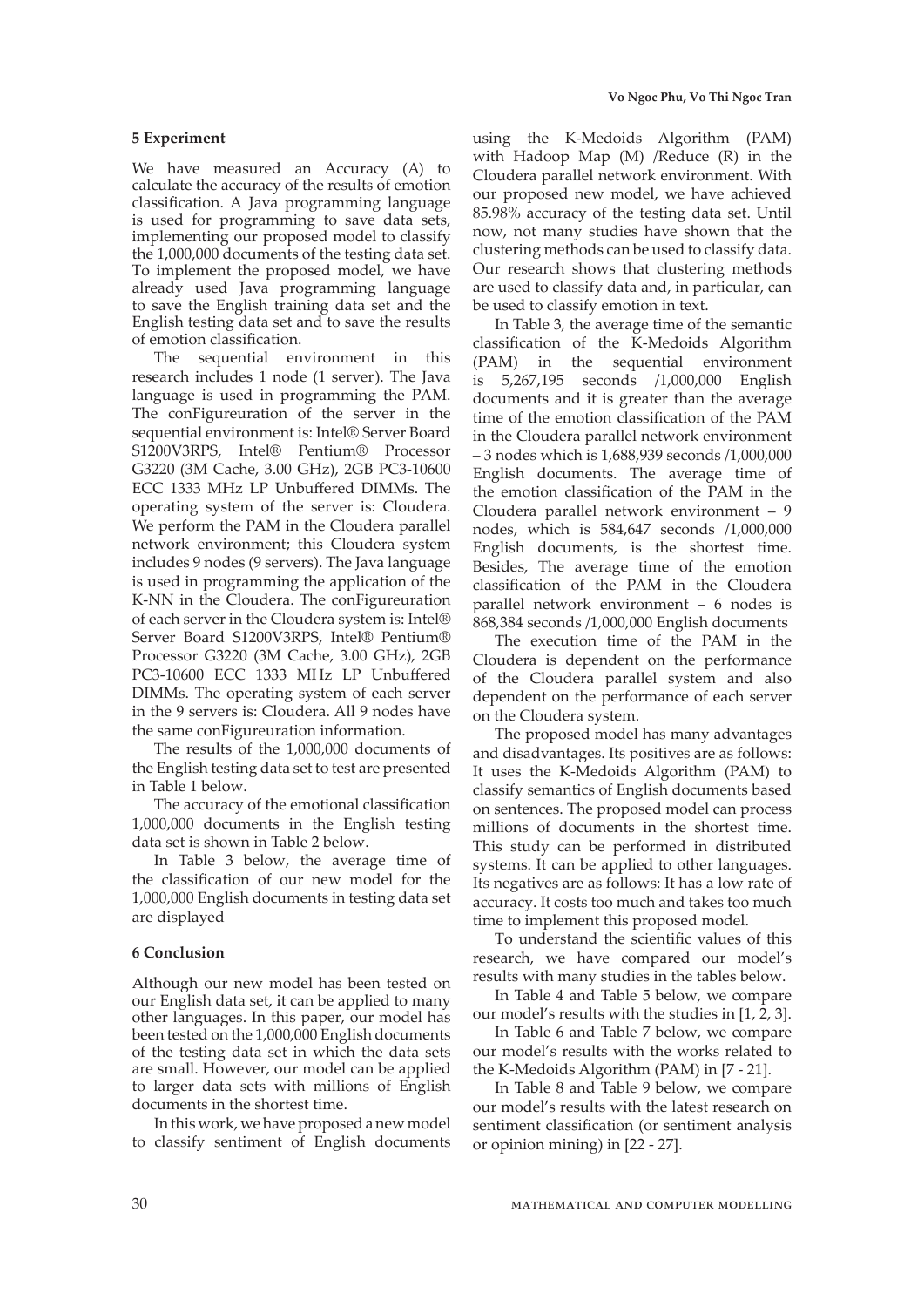## 5 Experiment

We have measured an Accuracy (A) to calculate the accuracy of the results of emotion classification. A Java programming language is used for programming to save data sets, implementing our proposed model to classify the 1,000,000 documents of the testing data set. To implement the proposed model, we have already used Java programming language to save the English training data set and the English testing data set and to save the results of emotion classification.

The sequential environment in this research includes 1 node (1 server). The Java language is used in programming the PAM. The conFigureuration of the server in the sequential environment is: Intel® Server Board S1200V3RPS, Intel® Pentium® Processor G3220 (3M Cache, 3.00 GHz), 2GB PC3-10600 ECC 1333 MHz LP Unbuffered DIMMs. The operating system of the server is: Cloudera. We perform the PAM in the Cloudera parallel network environment; this Cloudera system includes 9 nodes (9 servers). The Java language is used in programming the application of the K-NN in the Cloudera. The conFigureuration of each server in the Cloudera system is: Intel® Server Board S1200V3RPS, Intel® Pentium® Processor G3220 (3M Cache, 3.00 GHz), 2GB PC3-10600 ECC 1333 MHz LP Unbuffered DIMMs. The operating system of each server in the 9 servers is: Cloudera. All 9 nodes have the same conFigureuration information.

The results of the 1,000,000 documents of the English testing data set to test are presented in Table 1 below.

The accuracy of the emotional classification 1,000,000 documents in the English testing data set is shown in Table 2 below.

In Table 3 below, the average time of the classification of our new model for the 1,000,000 English documents in testing data set are displayed

## 6 Conclusion

Although our new model has been tested on our English data set, it can be applied to many other languages. In this paper, our model has been tested on the 1,000,000 English documents of the testing data set in which the data sets are small. However, our model can be applied to larger data sets with millions of English documents in the shortest time.

In this work, we have proposed a new model to classify sentiment of English documents using the K-Medoids Algorithm (PAM) with Hadoop Map (M) /Reduce (R) in the Cloudera parallel network environment. With our proposed new model, we have achieved 85.98% accuracy of the testing data set. Until now, not many studies have shown that the clustering methods can be used to classify data. Our research shows that clustering methods are used to classify data and, in particular, can be used to classify emotion in text.

In Table 3, the average time of the semantic classification of the K-Medoids Algorithm (PAM) in the sequential environment is 5,267,195 seconds /1,000,000 English documents and it is greater than the average time of the emotion classification of the PAM in the Cloudera parallel network environment – 3 nodes which is 1,688,939 seconds /1,000,000 English documents. The average time of the emotion classification of the PAM in the Cloudera parallel network environment – 9 nodes, which is 584,647 seconds /1,000,000 English documents, is the shortest time. Besides, The average time of the emotion classification of the PAM in the Cloudera parallel network environment – 6 nodes is 868,384 seconds /1,000,000 English documents

The execution time of the PAM in the Cloudera is dependent on the performance of the Cloudera parallel system and also dependent on the performance of each server on the Cloudera system.

The proposed model has many advantages and disadvantages. Its positives are as follows: It uses the K-Medoids Algorithm (PAM) to classify semantics of English documents based on sentences. The proposed model can process millions of documents in the shortest time. This study can be performed in distributed systems. It can be applied to other languages. Its negatives are as follows: It has a low rate of accuracy. It costs too much and takes too much time to implement this proposed model.

To understand the scientific values of this research, we have compared our model's results with many studies in the tables below.

In Table 4 and Table 5 below, we compare our model's results with the studies in [1, 2, 3].

In Table 6 and Table 7 below, we compare our model's results with the works related to the K-Medoids Algorithm (PAM) in [7 - 21].

In Table 8 and Table 9 below, we compare our model's results with the latest research on sentiment classification (or sentiment analysis or opinion mining) in [22 - 27].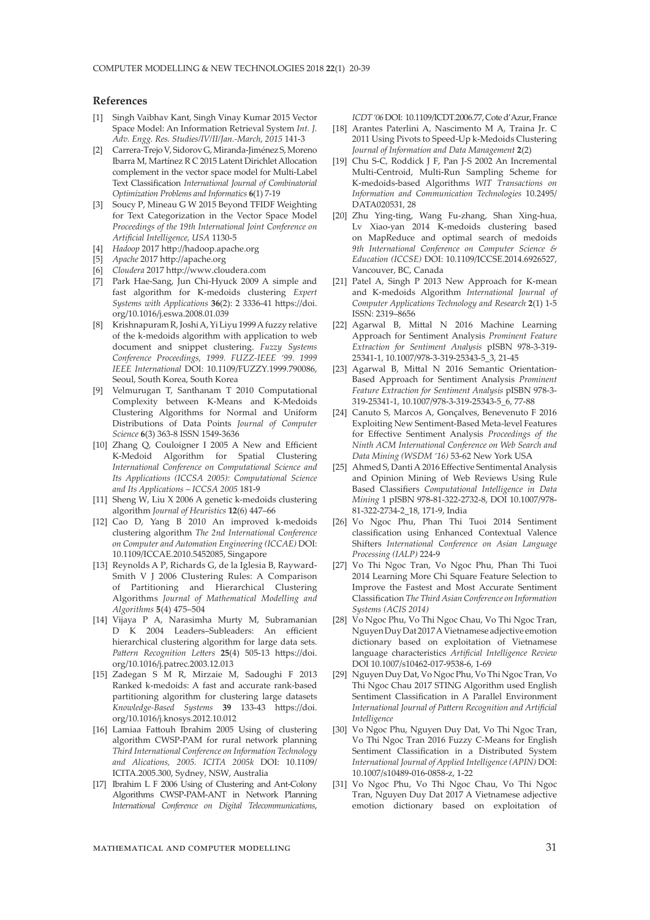## References

[1] Singh Vaibhav Kant, Singh Vinay Kumar 2015 Vector Space Model: An Information Retrieval System *Int. J. Adv. Engg. Res. Studies/IV/II/Jan.-March, 2015* 141-3

[2] Carrera-Trejo V, Sidorov G, Miranda-Jiménez S, Moreno Ibarra M, Martínez R C 2015 Latent Dirichlet Allocation complement in the vector space model for Multi-Label Text Classification *International Journal of Combinatorial Optimization Problems and Informatics* **6**(1) 7-19

[3] Soucy P, Mineau G W 2015 Beyond TFIDF Weighting for Text Categorization in the Vector Space Model *Proceedings of the 19th International Joint Conference on Artificial Intelligence, USA* 1130-5

[4] *Hadoop* 2017 http://hadoop.apache.org

[5] *Apache* 2017 http://apache.org

[6] *Cloudera* 2017 http://www.cloudera.com

[7] Park Hae-Sang, Jun Chi-Hyuck 2009 A simple and fast algorithm for K-medoids clustering *Expert Systems with Applications* **36**(2): 2 3336-41 https://doi.org/10.1016/j.eswa.2008.01.039

[8] Krishnapuram R, Joshi A, Yi Liyu 1999 A fuzzy relative of the k-medoids algorithm with application to web document and snippet clustering. *Fuzzy Systems Conference Proceedings, 1999. FUZZ-IEEE '99. 1999 IEEE International* DOI: 10.1109/FUZZY.1999.790086, Seoul, South Korea, South Korea

[9] Velmurugan T, Santhanam T 2010 Computational Complexity between K-Means and K-Medoids Clustering Algorithms for Normal and Uniform Distributions of Data Points *Journal of Computer Science* **6**(3) 363-8 ISSN 1549-3636

[10] Zhang Q, Couloigner I 2005 A New and Efficient K-Medoid Algorithm for Spatial Clustering *International Conference on Computational Science and Its Applications (ICCSA 2005): Computational Science and Its Applications – ICCSA 2005* 181-9

[11] Sheng W, Liu X 2006 A genetic k-medoids clustering algorithm *Journal of Heuristics* **12**(6) 447–66

[12] Cao D, Yang B 2010 An improved k-medoids clustering algorithm *The 2nd International Conference on Computer and Automation Engineering (ICCAE)* DOI: 10.1109/ICCAE.2010.5452085, Singapore

[13] Reynolds A P, Richards G, de la Iglesia B, Rayward-Smith V J 2006 Clustering Rules: A Comparison of Partitioning and Hierarchical Clustering Algorithms *Journal of Mathematical Modelling and Algorithms* **5**(4) 475–504

[14] Vijaya P A, Narasimha Murty M, Subramanian D K 2004 Leaders–Subleaders: An efficient hierarchical clustering algorithm for large data sets. *Pattern Recognition Letters* **25**(4) 505-13 https://doi.org/10.1016/j.patrec.2003.12.013

[15] Zadegan S M R, Mirzaie M, Sadoughi F 2013 Ranked k-medoids: A fast and accurate rank-based partitioning algorithm for clustering large datasets *Knowledge-Based Systems* **39** 133-43 https://doi.org/10.1016/j.knosys.2012.10.012

[16] Lamiaa Fattouh Ibrahim 2005 Using of clustering algorithm CWSP-PAM for rural network planning *Third International Conference on Information Technology and Alications, 2005. ICITA 2005k* DOI: 10.1109/ICITA.2005.300, Sydney, NSW, Australia

[17] Ibrahim L F 2006 Using of Clustering and Ant-Colony Algorithms CWSP-PAM-ANT in Network Planning *International Conference on Digital Telecommunications, ICDT '06* DOI: 10.1109/ICDT.2006.77, Cote d'Azur, France

[18] Arantes Paterlini A, Nascimento M A, Traina Jr. C 2011 Using Pivots to Speed-Up k-Medoids Clustering *Journal of Information and Data Management* **2**(2)

[19] Chu S-C, Roddick J F, Pan J-S 2002 An Incremental Multi-Centroid, Multi-Run Sampling Scheme for K-medoids-based Algorithms *WIT Transactions on Information and Communication Technologies* 10.2495/DATA020531, 28

[20] Zhu Ying-ting, Wang Fu-zhang, Shan Xing-hua, Lv Xiao-yan 2014 K-medoids clustering based on MapReduce and optimal search of medoids *9th International Conference on Computer Science & Education (ICCSE)* DOI: 10.1109/ICCSE.2014.6926527, Vancouver, BC, Canada

[21] Patel A, Singh P 2013 New Approach for K-mean and K-medoids Algorithm *International Journal of Computer Applications Technology and Research* **2**(1) 1-5 ISSN: 2319–8656

[22] Agarwal B, Mittal N 2016 Machine Learning Approach for Sentiment Analysis *Prominent Feature Extraction for Sentiment Analysis* pISBN 978-3-319-25341-1, 10.1007/978-3-319-25343-5_3, 21-45

[23] Agarwal B, Mittal N 2016 Semantic Orientation-Based Approach for Sentiment Analysis *Prominent Feature Extraction for Sentiment Analysis* pISBN 978-3-319-25341-1, 10.1007/978-3-319-25343-5_6, 77-88

[24] Canuto S, Marcos A, Gonçalves, Benevenuto F 2016 Exploiting New Sentiment-Based Meta-level Features for Effective Sentiment Analysis *Proceedings of the Ninth ACM International Conference on Web Search and Data Mining (WSDM '16)* 53-62 New York USA

[25] Ahmed S, Danti A 2016 Effective Sentimental Analysis and Opinion Mining of Web Reviews Using Rule Based Classifiers *Computational Intelligence in Data Mining* 1 pISBN 978-81-322-2732-8, DOI 10.1007/978-81-322-2734-2_18, 171-9, India

[26] Vo Ngoc Phu, Phan Thi Tuoi 2014 Sentiment classification using Enhanced Contextual Valence Shifters *International Conference on Asian Language Processing (IALP)* 224-9

[27] Vo Thi Ngoc Tran, Vo Ngoc Phu, Phan Thi Tuoi 2014 Learning More Chi Square Feature Selection to Improve the Fastest and Most Accurate Sentiment Classification *The Third Asian Conference on Information Systems (ACIS 2014)*

[28] Vo Ngoc Phu, Vo Thi Ngoc Chau, Vo Thi Ngoc Tran, Nguyen Duy Dat 2017 A Vietnamese adjective emotion dictionary based on exploitation of Vietnamese language characteristics *Artificial Intelligence Review* DOI 10.1007/s10462-017-9538-6, 1-69

[29] Nguyen Duy Dat, Vo Ngoc Phu, Vo Thi Ngoc Tran, Vo Thi Ngoc Chau 2017 STING Algorithm used English Sentiment Classification in A Parallel Environment *International Journal of Pattern Recognition and Artificial Intelligence*

[30] Vo Ngoc Phu, Nguyen Duy Dat, Vo Thi Ngoc Tran, Vo Thi Ngoc Tran 2016 Fuzzy C-Means for English Sentiment Classification in a Distributed System *International Journal of Applied Intelligence (APIN)* DOI: 10.1007/s10489-016-0858-z, 1-22

[31] Vo Ngoc Phu, Vo Thi Ngoc Chau, Vo Thi Ngoc Tran, Nguyen Duy Dat 2017 A Vietnamese adjective emotion dictionary based on exploitation of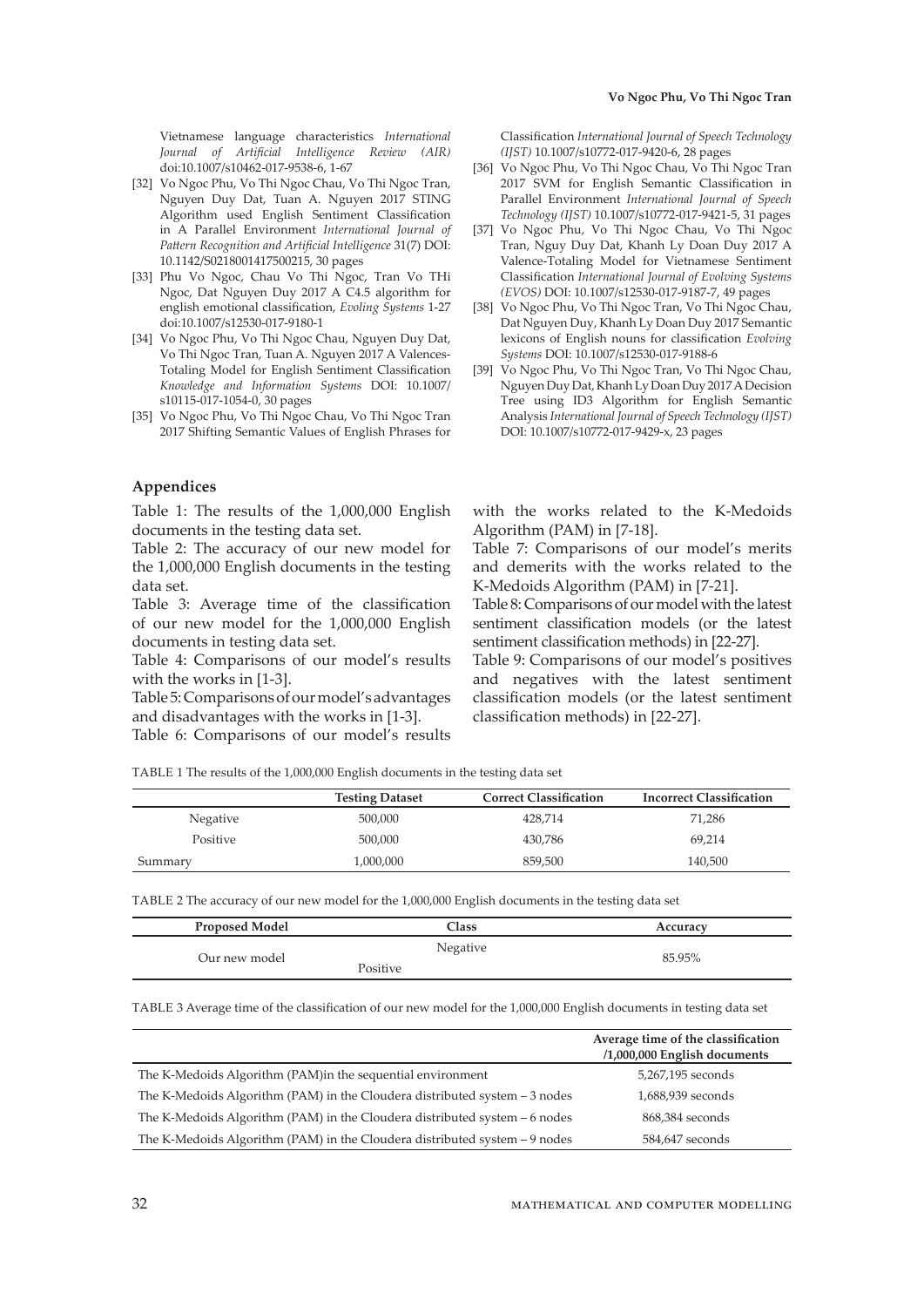Vietnamese language characteristics *International Journal of Artificial Intelligence Review (AIR)* doi:10.1007/s10462-017-9538-6, 1-67

[32] Vo Ngoc Phu, Vo Thi Ngoc Chau, Vo Thi Ngoc Tran, Nguyen Duy Dat, Tuan A. Nguyen 2017 STING Algorithm used English Sentiment Classification in A Parallel Environment *International Journal of Pattern Recognition and Artificial Intelligence* 31(7) DOI: 10.1142/S0218001417500215, 30 pages

[33] Phu Vo Ngoc, Chau Vo Thi Ngoc, Tran Vo THi Ngoc, Dat Nguyen Duy 2017 A C4.5 algorithm for english emotional classification, *Evoling Systems* 1-27 doi:10.1007/s12530-017-9180-1

[34] Vo Ngoc Phu, Vo Thi Ngoc Chau, Nguyen Duy Dat, Vo Thi Ngoc Tran, Tuan A. Nguyen 2017 A Valences-Totaling Model for English Sentiment Classification *Knowledge and Information Systems* DOI: 10.1007/s10115-017-1054-0, 30 pages

[35] Vo Ngoc Phu, Vo Thi Ngoc Chau, Vo Thi Ngoc Tran 2017 Shifting Semantic Values of English Phrases for Classification *International Journal of Speech Technology (IJST)* 10.1007/s10772-017-9420-6, 28 pages

[36] Vo Ngoc Phu, Vo Thi Ngoc Chau, Vo Thi Ngoc Tran 2017 SVM for English Semantic Classification in Parallel Environment *International Journal of Speech Technology (IJST)* 10.1007/s10772-017-9421-5, 31 pages

[37] Vo Ngoc Phu, Vo Thi Ngoc Chau, Vo Thi Ngoc Tran, Nguy Duy Dat, Khanh Ly Doan Duy 2017 A Valence-Totaling Model for Vietnamese Sentiment Classification *International Journal of Evolving Systems (EVOS)* DOI: 10.1007/s12530-017-9187-7, 49 pages

[38] Vo Ngoc Phu, Vo Thi Ngoc Tran, Vo Thi Ngoc Chau, Dat Nguyen Duy, Khanh Ly Doan Duy 2017 Semantic lexicons of English nouns for classification *Evolving Systems* DOI: 10.1007/s12530-017-9188-6

[39] Vo Ngoc Phu, Vo Thi Ngoc Tran, Vo Thi Ngoc Chau, Nguyen Duy Dat, Khanh Ly Doan Duy 2017 A Decision Tree using ID3 Algorithm for English Semantic Analysis *International Journal of Speech Technology (IJST)* DOI: 10.1007/s10772-017-9429-x, 23 pages

## Appendices

Table 1: The results of the 1,000,000 English documents in the testing data set.

Table 2: The accuracy of our new model for the 1,000,000 English documents in the testing data set.

Table 3: Average time of the classification of our new model for the 1,000,000 English documents in testing data set.

Table 4: Comparisons of our model's results with the works in [1-3].

Table 5: Comparisons of our model's advantages and disadvantages with the works in [1-3].

Table 6: Comparisons of our model's results with the works related to the K-Medoids Algorithm (PAM) in [7-18].

Table 7: Comparisons of our model's merits and demerits with the works related to the K-Medoids Algorithm (PAM) in [7-21].

Table 8: Comparisons of our model with the latest sentiment classification models (or the latest sentiment classification methods) in [22-27].

Table 9: Comparisons of our model's positives and negatives with the latest sentiment classification models (or the latest sentiment classification methods) in [22-27].

TABLE 1 The results of the 1,000,000 English documents in the testing data set

| | Testing Dataset | Correct Classification | Incorrect Classification |
|---|---|---|---|
| Negative | 500,000 | 428,714 | 71,286 |
| Positive | 500,000 | 430,786 | 69,214 |
| Summary | 1,000,000 | 859,500 | 140,500 |

TABLE 2 The accuracy of our new model for the 1,000,000 English documents in the testing data set

| Proposed Model | Class | Accuracy |
|---|---|---|
| Our new model | Negative<br>Positive | 85.95% |

TABLE 3 Average time of the classification of our new model for the 1,000,000 English documents in testing data set

| | Average time of the classification /1,000,000 English documents |
|---|---|
| The K-Medoids Algorithm (PAM)in the sequential environment | 5,267,195 seconds |
| The K-Medoids Algorithm (PAM) in the Cloudera distributed system – 3 nodes | 1,688,939 seconds |
| The K-Medoids Algorithm (PAM) in the Cloudera distributed system – 6 nodes | 868,384 seconds |
| The K-Medoids Algorithm (PAM) in the Cloudera distributed system – 9 nodes | 584,647 seconds |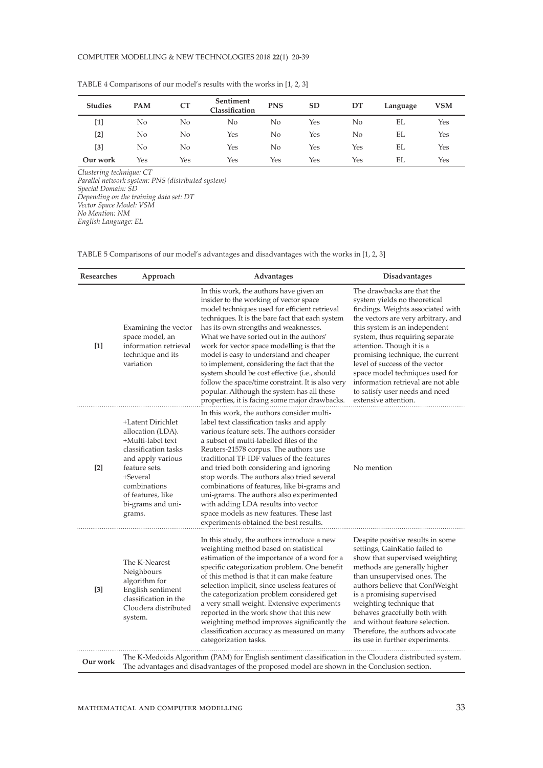TABLE 4 Comparisons of our model's results with the works in [1, 2, 3]

| Studies | PAM | CT | Sentiment Classification | PNS | SD | DT | Language | VSM |
|---|---|---|---|---|---|---|---|---|
| [1] | No | No | No | No | Yes | No | EL | Yes |
| [2] | No | No | Yes | No | Yes | No | EL | Yes |
| [3] | No | No | Yes | No | Yes | Yes | EL | Yes |
| Our work | Yes | Yes | Yes | Yes | Yes | Yes | EL | Yes |

*Clustering technique: CT*
*Parallel network system: PNS (distributed system)*
*Special Domain: SD*
*Depending on the training data set: DT*
*Vector Space Model: VSM*
*No Mention: NM*
*English Language: EL*

TABLE 5 Comparisons of our model's advantages and disadvantages with the works in [1, 2, 3]

| Researches | Approach | Advantages | Disadvantages |
|---|---|---|---|
| [1] | Examining the vector space model, an information retrieval technique and its variation | In this work, the authors have given an insider to the working of vector space model techniques used for efficient retrieval techniques. It is the bare fact that each system has its own strengths and weaknesses. What we have sorted out in the authors' work for vector space modelling is that the model is easy to understand and cheaper to implement, considering the fact that the system should be cost effective (i.e., should follow the space/time constraint. It is also very popular. Although the system has all these properties, it is facing some major drawbacks. | The drawbacks are that the system yields no theoretical findings. Weights associated with the vectors are very arbitrary, and this system is an independent system, thus requiring separate attention. Though it is a promising technique, the current level of success of the vector space model techniques used for information retrieval are not able to satisfy user needs and need extensive attention. |
| [2] | +Latent Dirichlet allocation (LDA). +Multi-label text classification tasks and apply various feature sets. +Several combinations of features, like bi-grams and uni-grams. | In this work, the authors consider multi-label text classification tasks and apply various feature sets. The authors consider a subset of multi-labelled files of the Reuters-21578 corpus. The authors use traditional TF-IDF values of the features and tried both considering and ignoring stop words. The authors also tried several combinations of features, like bi-grams and uni-grams. The authors also experimented with adding LDA results into vector space models as new features. These last experiments obtained the best results. | No mention |
| [3] | The K-Nearest Neighbours algorithm for English sentiment classification in the Cloudera distributed system. | In this study, the authors introduce a new weighting method based on statistical estimation of the importance of a word for a specific categorization problem. One benefit of this method is that it can make feature selection implicit, since useless features of the categorization problem considered get a very small weight. Extensive experiments reported in the work show that this new weighting method improves significantly the classification accuracy as measured on many categorization tasks. | Despite positive results in some settings, GainRatio failed to show that supervised weighting methods are generally higher than unsupervised ones. The authors believe that ConfWeight is a promising supervised weighting technique that behaves gracefully both with and without feature selection. Therefore, the authors advocate its use in further experiments. |
| Our work | The K-Medoids Algorithm (PAM) for English sentiment classification in the Cloudera distributed system. The advantages and disadvantages of the proposed model are shown in the Conclusion section. | | |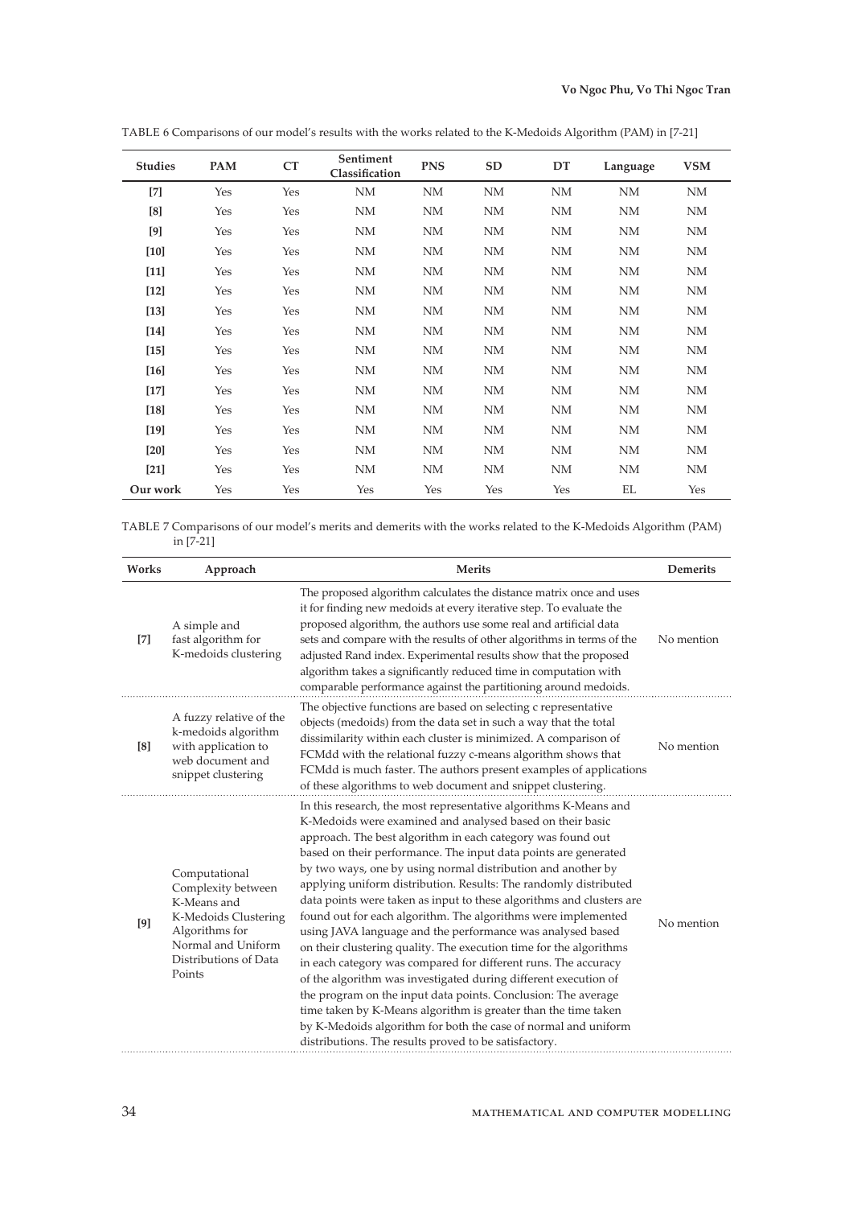TABLE 6 Comparisons of our model's results with the works related to the K-Medoids Algorithm (PAM) in [7-21]

| Studies | PAM | CT | Sentiment Classification | PNS | SD | DT | Language | VSM |
|---|---|---|---|---|---|---|---|---|
| [7] | Yes | Yes | NM | NM | NM | NM | NM | NM |
| [8] | Yes | Yes | NM | NM | NM | NM | NM | NM |
| [9] | Yes | Yes | NM | NM | NM | NM | NM | NM |
| [10] | Yes | Yes | NM | NM | NM | NM | NM | NM |
| [11] | Yes | Yes | NM | NM | NM | NM | NM | NM |
| [12] | Yes | Yes | NM | NM | NM | NM | NM | NM |
| [13] | Yes | Yes | NM | NM | NM | NM | NM | NM |
| [14] | Yes | Yes | NM | NM | NM | NM | NM | NM |
| [15] | Yes | Yes | NM | NM | NM | NM | NM | NM |
| [16] | Yes | Yes | NM | NM | NM | NM | NM | NM |
| [17] | Yes | Yes | NM | NM | NM | NM | NM | NM |
| [18] | Yes | Yes | NM | NM | NM | NM | NM | NM |
| [19] | Yes | Yes | NM | NM | NM | NM | NM | NM |
| [20] | Yes | Yes | NM | NM | NM | NM | NM | NM |
| [21] | Yes | Yes | NM | NM | NM | NM | NM | NM |
| Our work | Yes | Yes | Yes | Yes | Yes | Yes | EL | Yes |

TABLE 7 Comparisons of our model's merits and demerits with the works related to the K-Medoids Algorithm (PAM) in [7-21]

| Works | Approach | Merits | Demerits |
|---|---|---|---|
| [7] | A simple and fast algorithm for K-medoids clustering | The proposed algorithm calculates the distance matrix once and uses it for finding new medoids at every iterative step. To evaluate the proposed algorithm, the authors use some real and artificial data sets and compare with the results of other algorithms in terms of the adjusted Rand index. Experimental results show that the proposed algorithm takes a significantly reduced time in computation with comparable performance against the partitioning around medoids. | No mention |
| [8] | A fuzzy relative of the k-medoids algorithm with application to web document and snippet clustering | The objective functions are based on selecting c representative objects (medoids) from the data set in such a way that the total dissimilarity within each cluster is minimized. A comparison of FCMdd with the relational fuzzy c-means algorithm shows that FCMdd is much faster. The authors present examples of applications of these algorithms to web document and snippet clustering. | No mention |
| [9] | Computational Complexity between K-Means and K-Medoids Clustering Algorithms for Normal and Uniform Distributions of Data Points | In this research, the most representative algorithms K-Means and K-Medoids were examined and analysed based on their basic approach. The best algorithm in each category was found out based on their performance. The input data points are generated by two ways, one by using normal distribution and another by applying uniform distribution. Results: The randomly distributed data points were taken as input to these algorithms and clusters are found out for each algorithm. The algorithms were implemented using JAVA language and the performance was analysed based on their clustering quality. The execution time for the algorithms in each category was compared for different runs. The accuracy of the algorithm was investigated during different execution of the program on the input data points. Conclusion: The average time taken by K-Means algorithm is greater than the time taken by K-Medoids algorithm for both the case of normal and uniform distributions. The results proved to be satisfactory. | No mention |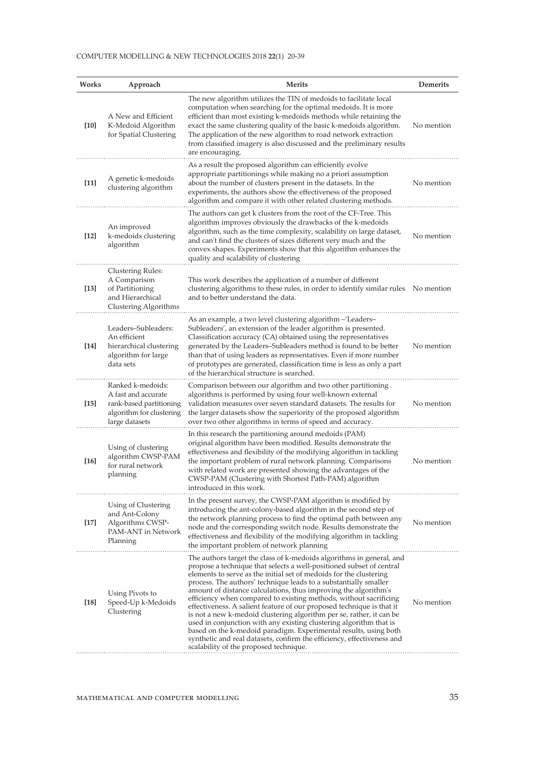| Works | Approach | Merits | Demerits |
|---|---|---|---|
| **[10]** | A New and Efficient K-Medoid Algorithm for Spatial Clustering | The new algorithm utilizes the TIN of medoids to facilitate local computation when searching for the optimal medoids. It is more efficient than most existing k-medoids methods while retaining the exact the same clustering quality of the basic k-medoids algorithm. The application of the new algorithm to road network extraction from classified imagery is also discussed and the preliminary results are encouraging. | No mention |
| **[11]** | A genetic k-medoids clustering algorithm | As a result the proposed algorithm can efficiently evolve appropriate partitionings while making no a priori assumption about the number of clusters present in the datasets. In the experiments, the authors show the effectiveness of the proposed algorithm and compare it with other related clustering methods. | No mention |
| **[12]** | An improved k-medoids clustering algorithm | The authors can get k clusters from the root of the CF-Tree. This algorithm improves obviously the drawbacks of the k-medoids algorithm, such as the time complexity, scalability on large dataset, and can't find the clusters of sizes different very much and the convex shapes. Experiments show that this algorithm enhances the quality and scalability of clustering | No mention |
| **[13]** | Clustering Rules: A Comparison of Partitioning and Hierarchical Clustering Algorithms | This work describes the application of a number of different clustering algorithms to these rules, in order to identify similar rules and to better understand the data. | No mention |
| **[14]** | Leaders–Subleaders: An efficient hierarchical clustering algorithm for large data sets | As an example, a two level clustering algorithm –'Leaders–Subleaders', an extension of the leader algorithm is presented. Classification accuracy (CA) obtained using the representatives generated by the Leaders–Subleaders method is found to be better than that of using leaders as representatives. Even if more number of prototypes are generated, classification time is less as only a part of the hierarchical structure is searched. | No mention |
| **[15]** | Ranked k-medoids: A fast and accurate rank-based partitioning algorithm for clustering large datasets | Comparison between our algorithm and two other partitioning algorithms is performed by using four well-known external validation measures over seven standard datasets. The results for the larger datasets show the superiority of the proposed algorithm over two other algorithms in terms of speed and accuracy. | No mention |
| **[16]** | Using of clustering algorithm CWSP-PAM for rural network planning | In this research the partitioning around medoids (PAM) original algorithm have been modified. Results demonstrate the effectiveness and flexibility of the modifying algorithm in tackling the important problem of rural network planning. Comparisons with related work are presented showing the advantages of the CWSP-PAM (Clustering with Shortest Path-PAM) algorithm introduced in this work. | No mention |
| **[17]** | Using of Clustering and Ant-Colony Algorithms CWSP-PAM-ANT in Network Planning | In the present survey, the CWSP-PAM algorithm is modified by introducing the ant-colony-based algorithm in the second step of the network planning process to find the optimal path between any node and the corresponding switch node. Results demonstrate the effectiveness and flexibility of the modifying algorithm in tackling the important problem of network planning | No mention |
| **[18]** | Using Pivots to Speed-Up k-Medoids Clustering | The authors target the class of k-medoids algorithms in general, and propose a technique that selects a well-positioned subset of central elements to serve as the initial set of medoids for the clustering process. The authors' technique leads to a substantially smaller amount of distance calculations, thus improving the algorithm's efficiency when compared to existing methods, without sacrificing effectiveness. A salient feature of our proposed technique is that it is not a new k-medoid clustering algorithm per se, rather, it can be used in conjunction with any existing clustering algorithm that is based on the k-medoid paradigm. Experimental results, using both synthetic and real datasets, confirm the efficiency, effectiveness and scalability of the proposed technique. | No mention |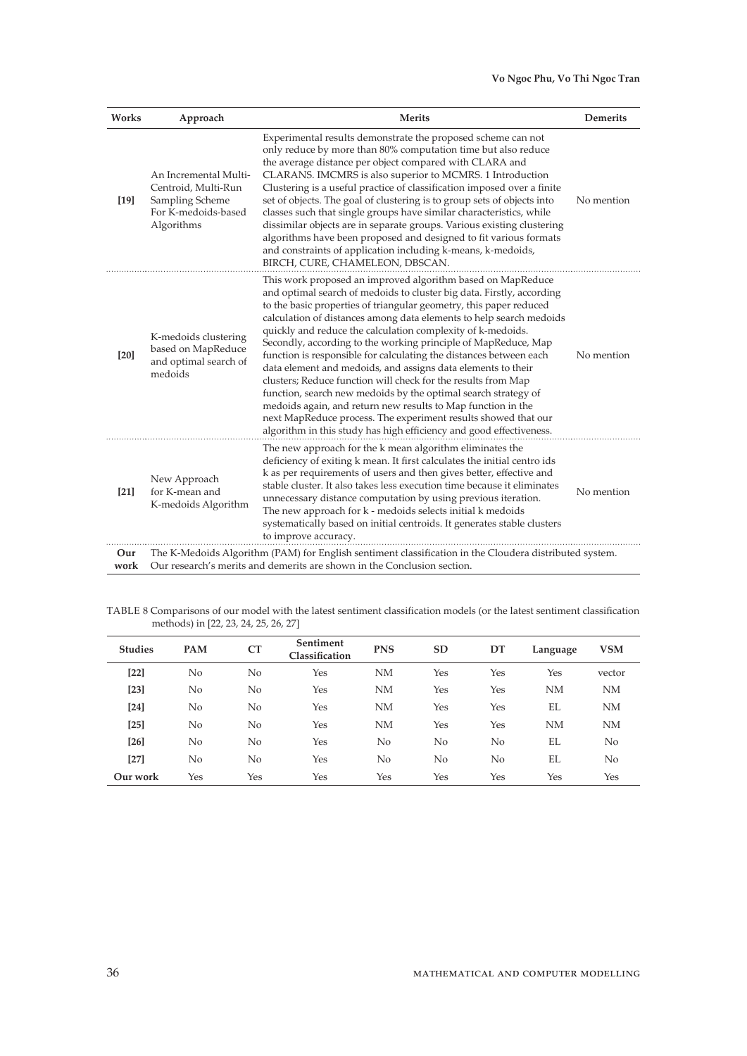| Works | Approach | Merits | Demerits |
|---|---|---|---|
| [19] | An Incremental Multi-Centroid, Multi-Run Sampling Scheme For K-medoids-based Algorithms | Experimental results demonstrate the proposed scheme can not only reduce by more than 80% computation time but also reduce the average distance per object compared with CLARA and CLARANS. IMCMRS is also superior to MCMRS. 1 Introduction Clustering is a useful practice of classification imposed over a finite set of objects. The goal of clustering is to group sets of objects into classes such that single groups have similar characteristics, while dissimilar objects are in separate groups. Various existing clustering algorithms have been proposed and designed to fit various formats and constraints of application including k-means, k-medoids, BIRCH, CURE, CHAMELEON, DBSCAN. | No mention |
| [20] | K-medoids clustering based on MapReduce and optimal search of medoids | This work proposed an improved algorithm based on MapReduce and optimal search of medoids to cluster big data. Firstly, according to the basic properties of triangular geometry, this paper reduced calculation of distances among data elements to help search medoids quickly and reduce the calculation complexity of k-medoids. Secondly, according to the working principle of MapReduce, Map function is responsible for calculating the distances between each data element and medoids, and assigns data elements to their clusters; Reduce function will check for the results from Map function, search new medoids by the optimal search strategy of medoids again, and return new results to Map function in the next MapReduce process. The experiment results showed that our algorithm in this study has high efficiency and good effectiveness. | No mention |
| [21] | New Approach for K-mean and K-medoids Algorithm | The new approach for the k mean algorithm eliminates the deficiency of exiting k mean. It first calculates the initial centro ids k as per requirements of users and then gives better, effective and stable cluster. It also takes less execution time because it eliminates unnecessary distance computation by using previous iteration. The new approach for k - medoids selects initial k medoids systematically based on initial centroids. It generates stable clusters to improve accuracy. | No mention |
| Our work | The K-Medoids Algorithm (PAM) for English sentiment classification in the Cloudera distributed system. Our research's merits and demerits are shown in the Conclusion section. | | |

TABLE 8 Comparisons of our model with the latest sentiment classification models (or the latest sentiment classification methods) in [22, 23, 24, 25, 26, 27]

| Studies | PAM | CT | Sentiment Classification | PNS | SD | DT | Language | VSM |
|---|---|---|---|---|---|---|---|---|
| [22] | No | No | Yes | NM | Yes | Yes | Yes | vector |
| [23] | No | No | Yes | NM | Yes | Yes | NM | NM |
| [24] | No | No | Yes | NM | Yes | Yes | EL | NM |
| [25] | No | No | Yes | NM | Yes | Yes | NM | NM |
| [26] | No | No | Yes | No | No | No | EL | No |
| [27] | No | No | Yes | No | No | No | EL | No |
| Our work | Yes | Yes | Yes | Yes | Yes | Yes | Yes | Yes |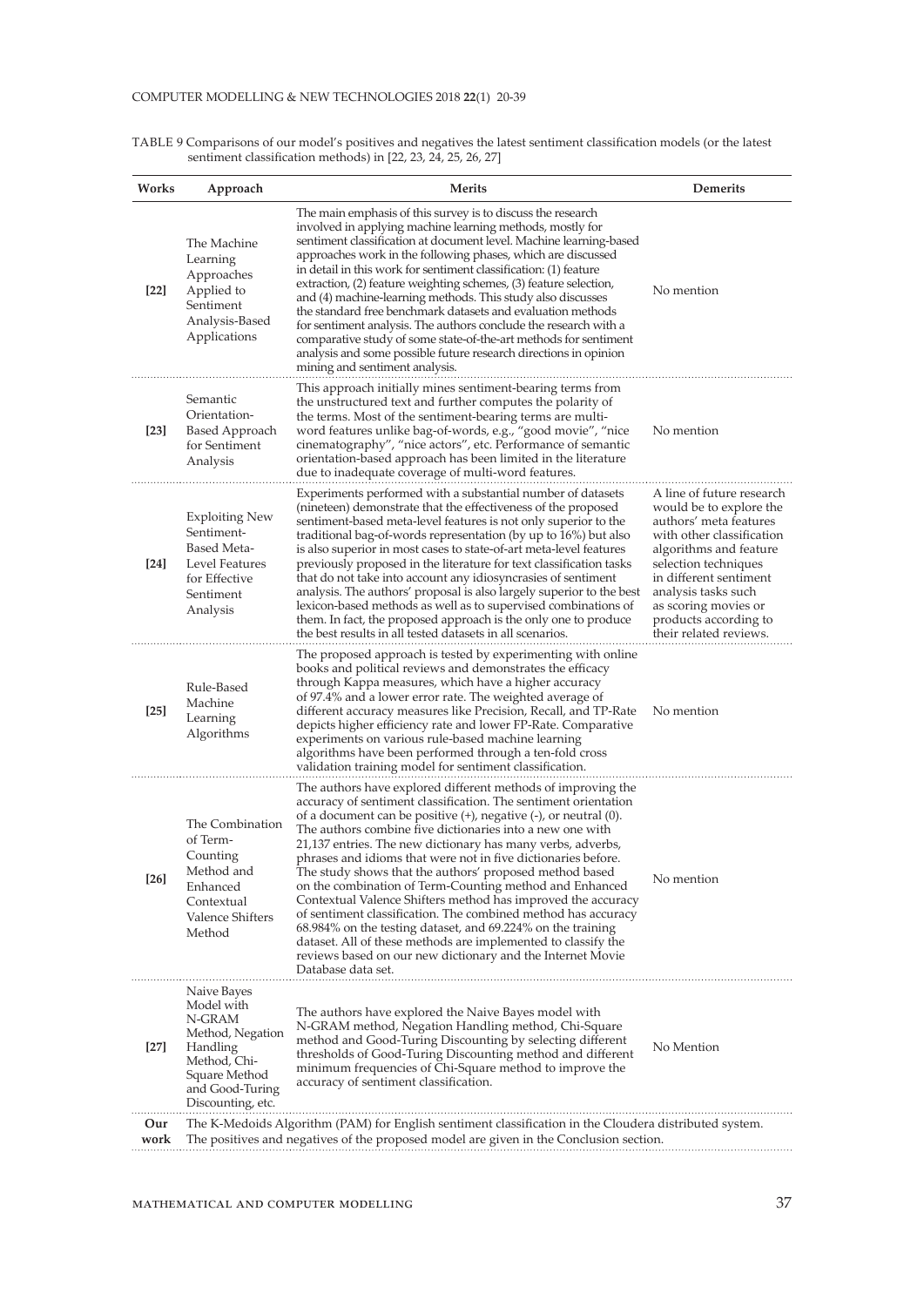TABLE 9 Comparisons of our model's positives and negatives the latest sentiment classification models (or the latest sentiment classification methods) in [22, 23, 24, 25, 26, 27]

| Works | Approach | Merits | Demerits |
|---|---|---|---|
| **[22]** | The Machine Learning Approaches Applied to Sentiment Analysis-Based Applications | The main emphasis of this survey is to discuss the research involved in applying machine learning methods, mostly for sentiment classification at document level. Machine learning-based approaches work in the following phases, which are discussed in detail in this work for sentiment classification: (1) feature extraction, (2) feature weighting schemes, (3) feature selection, and (4) machine-learning methods. This study also discusses the standard free benchmark datasets and evaluation methods for sentiment analysis. The authors conclude the research with a comparative study of some state-of-the-art methods for sentiment analysis and some possible future research directions in opinion mining and sentiment analysis. | No mention |
| **[23]** | Semantic Orientation-Based Approach for Sentiment Analysis | This approach initially mines sentiment-bearing terms from the unstructured text and further computes the polarity of the terms. Most of the sentiment-bearing terms are multi-word features unlike bag-of-words, e.g., "good movie", "nice cinematography", "nice actors", etc. Performance of semantic orientation-based approach has been limited in the literature due to inadequate coverage of multi-word features. | No mention |
| **[24]** | Exploiting New Sentiment-Based Meta-Level Features for Effective Sentiment Analysis | Experiments performed with a substantial number of datasets (nineteen) demonstrate that the effectiveness of the proposed sentiment-based meta-level features is not only superior to the traditional bag-of-words representation (by up to 16%) but also is also superior in most cases to state-of-art meta-level features previously proposed in the literature for text classification tasks that do not take into account any idiosyncrasies of sentiment analysis. The authors' proposal is also largely superior to the best lexicon-based methods as well as to supervised combinations of them. In fact, the proposed approach is the only one to produce the best results in all tested datasets in all scenarios. | A line of future research would be to explore the authors' meta features with other classification algorithms and feature selection techniques in different sentiment analysis tasks such as scoring movies or products according to their related reviews. |
| **[25]** | Rule-Based Machine Learning Algorithms | The proposed approach is tested by experimenting with online books and political reviews and demonstrates the efficacy through Kappa measures, which have a higher accuracy of 97.4% and a lower error rate. The weighted average of different accuracy measures like Precision, Recall, and TP-Rate depicts higher efficiency rate and lower FP-Rate. Comparative experiments on various rule-based machine learning algorithms have been performed through a ten-fold cross validation training model for sentiment classification. | No mention |
| **[26]** | The Combination of Term-Counting Method and Enhanced Contextual Valence Shifters Method | The authors have explored different methods of improving the accuracy of sentiment classification. The sentiment orientation of a document can be positive (+), negative (-), or neutral (0). The authors combine five dictionaries into a new one with 21,137 entries. The new dictionary has many verbs, adverbs, phrases and idioms that were not in five dictionaries before. The study shows that the authors' proposed method based on the combination of Term-Counting method and Enhanced Contextual Valence Shifters method has improved the accuracy of sentiment classification. The combined method has accuracy 68.984% on the testing dataset, and 69.224% on the training dataset. All of these methods are implemented to classify the reviews based on our new dictionary and the Internet Movie Database data set. | No mention |
| **[27]** | Naive Bayes Model with N-GRAM Method, Negation Handling Method, Chi-Square Method and Good-Turing Discounting, etc. | The authors have explored the Naive Bayes model with N-GRAM method, Negation Handling method, Chi-Square method and Good-Turing Discounting by selecting different thresholds of Good-Turing Discounting method and different minimum frequencies of Chi-Square method to improve the accuracy of sentiment classification. | No Mention |
| **Our work** | The K-Medoids Algorithm (PAM) for English sentiment classification in the Cloudera distributed system. The positives and negatives of the proposed model are given in the Conclusion section. | | |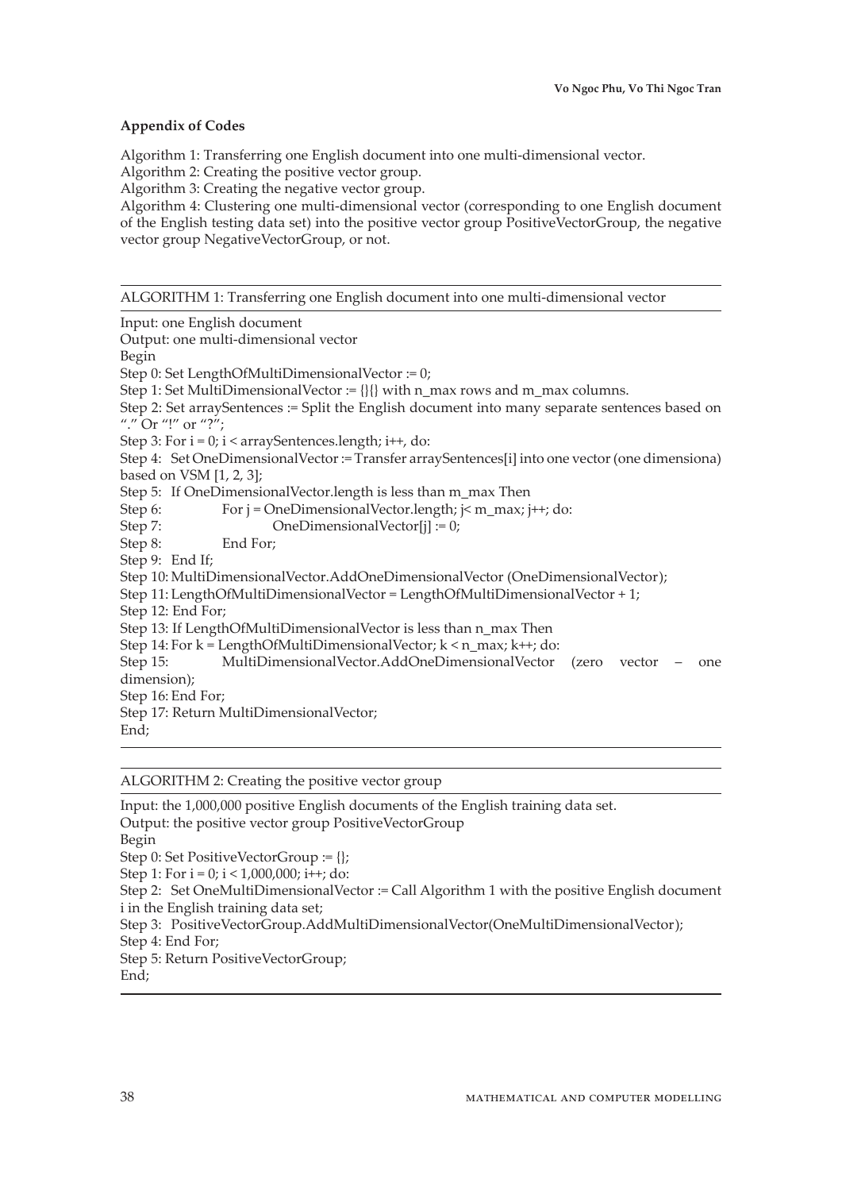**Appendix of Codes**

Algorithm 1: Transferring one English document into one multi-dimensional vector.
Algorithm 2: Creating the positive vector group.
Algorithm 3: Creating the negative vector group.
Algorithm 4: Clustering one multi-dimensional vector (corresponding to one English document of the English testing data set) into the positive vector group PositiveVectorGroup, the negative vector group NegativeVectorGroup, or not.

ALGORITHM 1: Transferring one English document into one multi-dimensional vector

```
Input: one English document
Output: one multi-dimensional vector
Begin
Step 0: Set LengthOfMultiDimensionalVector := 0;
Step 1: Set MultiDimensionalVector := {}{} with n_max rows and m_max columns.
Step 2: Set arraySentences := Split the English document into many separate sentences based on "." Or "!" or "?";
Step 3: For i = 0; i < arraySentences.length; i++, do:
Step 4:   Set OneDimensionalVector := Transfer arraySentences[i] into one vector (one dimensiona) based on VSM [1, 2, 3];
Step 5:   If OneDimensionalVector.length is less than m_max Then
Step 6:        For j = OneDimensionalVector.length; j< m_max; j++; do:
Step 7:             OneDimensionalVector[j] := 0;
Step 8:        End For;
Step 9:   End If;
Step 10: MultiDimensionalVector.AddOneDimensionalVector (OneDimensionalVector);
Step 11: LengthOfMultiDimensionalVector = LengthOfMultiDimensionalVector + 1;
Step 12: End For;
Step 13: If LengthOfMultiDimensionalVector is less than n_max Then
Step 14: For k = LengthOfMultiDimensionalVector; k < n_max; k++; do:
Step 15:        MultiDimensionalVector.AddOneDimensionalVector (zero vector – one dimension);
Step 16: End For;
Step 17: Return MultiDimensionalVector;
End;
```

ALGORITHM 2: Creating the positive vector group

```
Input: the 1,000,000 positive English documents of the English training data set.
Output: the positive vector group PositiveVectorGroup
Begin
Step 0: Set PositiveVectorGroup := {};
Step 1: For i = 0; i < 1,000,000; i++; do:
Step 2:   Set OneMultiDimensionalVector := Call Algorithm 1 with the positive English document i in the English training data set;
Step 3:   PositiveVectorGroup.AddMultiDimensionalVector(OneMultiDimensionalVector);
Step 4: End For;
Step 5: Return PositiveVectorGroup;
End;
```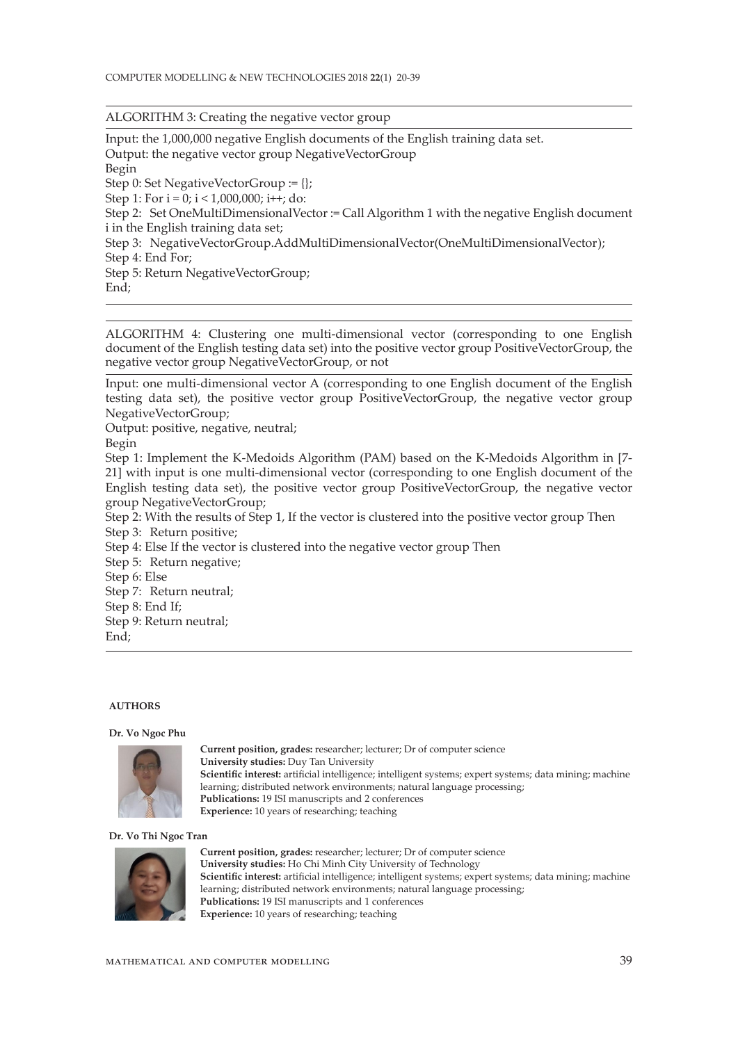ALGORITHM 3: Creating the negative vector group

Input: the 1,000,000 negative English documents of the English training data set.
Output: the negative vector group NegativeVectorGroup
Begin
Step 0: Set NegativeVectorGroup := {};
Step 1: For i = 0; i < 1,000,000; i++; do:
Step 2: Set OneMultiDimensionalVector := Call Algorithm 1 with the negative English document i in the English training data set;
Step 3: NegativeVectorGroup.AddMultiDimensionalVector(OneMultiDimensionalVector);
Step 4: End For;
Step 5: Return NegativeVectorGroup;
End;

ALGORITHM 4: Clustering one multi-dimensional vector (corresponding to one English document of the English testing data set) into the positive vector group PositiveVectorGroup, the negative vector group NegativeVectorGroup, or not

Input: one multi-dimensional vector A (corresponding to one English document of the English testing data set), the positive vector group PositiveVectorGroup, the negative vector group NegativeVectorGroup;
Output: positive, negative, neutral;
Begin
Step 1: Implement the K-Medoids Algorithm (PAM) based on the K-Medoids Algorithm in [7-21] with input is one multi-dimensional vector (corresponding to one English document of the English testing data set), the positive vector group PositiveVectorGroup, the negative vector group NegativeVectorGroup;
Step 2: With the results of Step 1, If the vector is clustered into the positive vector group Then
Step 3: Return positive;
Step 4: Else If the vector is clustered into the negative vector group Then
Step 5: Return negative;
Step 6: Else
Step 7: Return neutral;
Step 8: End If;
Step 9: Return neutral;
End;

**AUTHORS**

**Dr. Vo Ngoc Phu**

**Current position, grades:** researcher; lecturer; Dr of computer science
**University studies:** Duy Tan University
**Scientific interest:** artificial intelligence; intelligent systems; expert systems; data mining; machine learning; distributed network environments; natural language processing;
**Publications:** 19 ISI manuscripts and 2 conferences
**Experience:** 10 years of researching; teaching

**Dr. Vo Thi Ngoc Tran**

**Current position, grades:** researcher; lecturer; Dr of computer science
**University studies:** Ho Chi Minh City University of Technology
**Scientific interest:** artificial intelligence; intelligent systems; expert systems; data mining; machine learning; distributed network environments; natural language processing;
**Publications:** 19 ISI manuscripts and 1 conferences
**Experience:** 10 years of researching; teaching